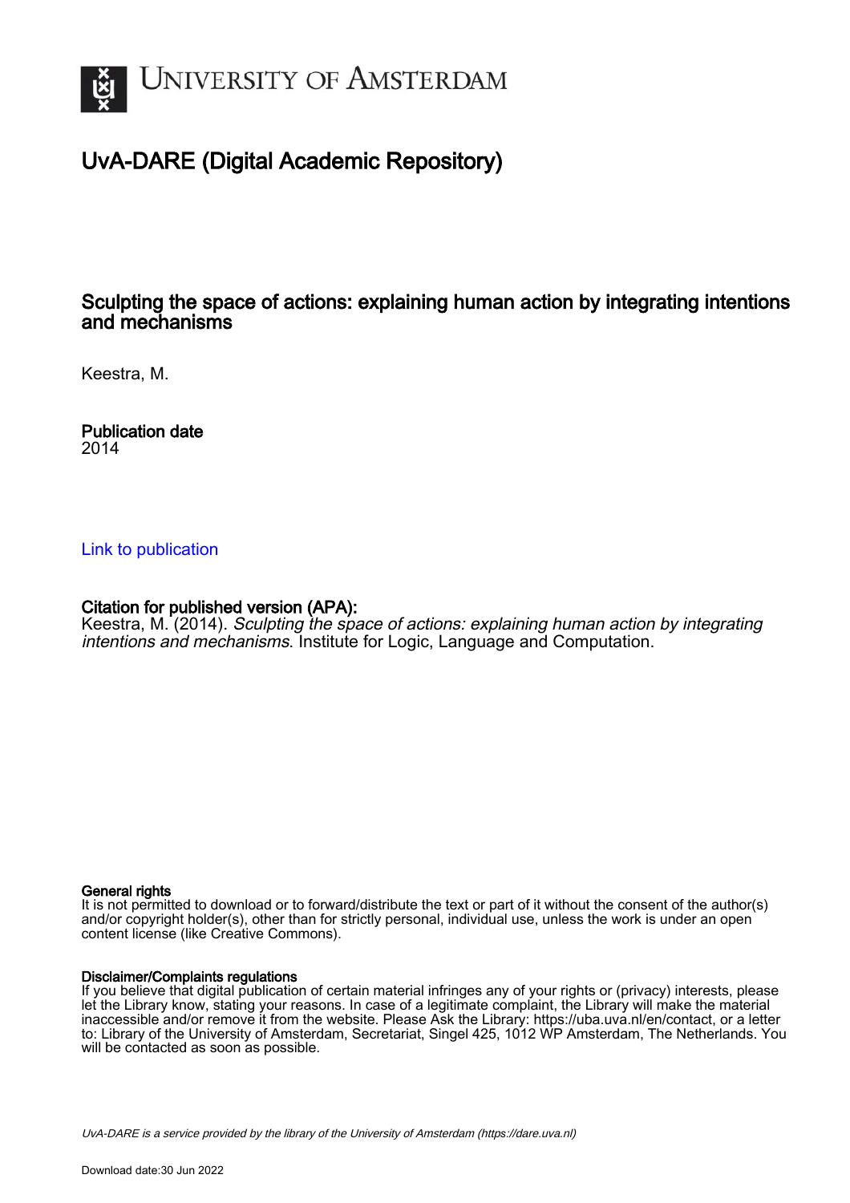# UNIVERSITY OF AMSTERDAM

## UvA-DARE (Digital Academic Repository)

### Sculpting the space of actions: explaining human action by integrating intentions and mechanisms

Keestra, M.

**Publication date**
2014

Link to publication

**Citation for published version (APA):**
Keestra, M. (2014). *Sculpting the space of actions: explaining human action by integrating intentions and mechanisms*. Institute for Logic, Language and Computation.

**General rights**
It is not permitted to download or to forward/distribute the text or part of it without the consent of the author(s) and/or copyright holder(s), other than for strictly personal, individual use, unless the work is under an open content license (like Creative Commons).

**Disclaimer/Complaints regulations**
If you believe that digital publication of certain material infringes any of your rights or (privacy) interests, please let the Library know, stating your reasons. In case of a legitimate complaint, the Library will make the material inaccessible and/or remove it from the website. Please Ask the Library: https://uba.uva.nl/en/contact, or a letter to: Library of the University of Amsterdam, Secretariat, Singel 425, 1012 WP Amsterdam, The Netherlands. You will be contacted as soon as possible.

*UvA-DARE is a service provided by the library of the University of Amsterdam (https://dare.uva.nl)*

Download date:30 Jun 2022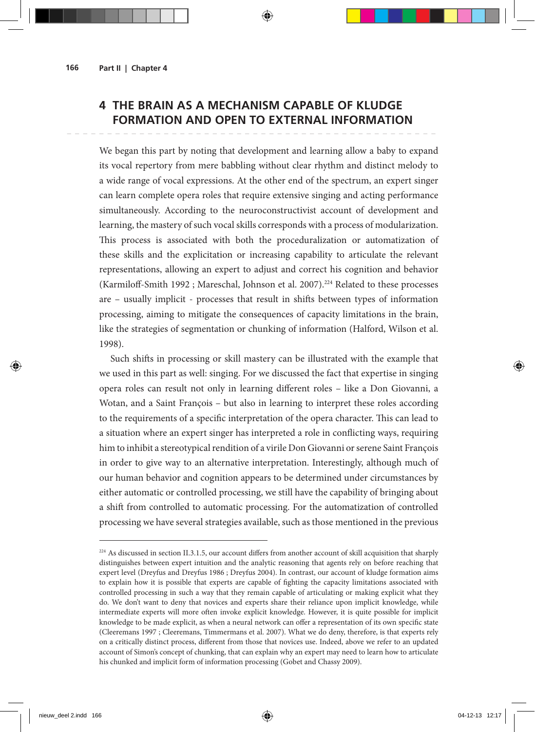## 4 THE BRAIN AS A MECHANISM CAPABLE OF KLUDGE FORMATION AND OPEN TO EXTERNAL INFORMATION

We began this part by noting that development and learning allow a baby to expand its vocal repertory from mere babbling without clear rhythm and distinct melody to a wide range of vocal expressions. At the other end of the spectrum, an expert singer can learn complete opera roles that require extensive singing and acting performance simultaneously. According to the neuroconstructivist account of development and learning, the mastery of such vocal skills corresponds with a process of modularization. This process is associated with both the proceduralization or automatization of these skills and the explicitation or increasing capability to articulate the relevant representations, allowing an expert to adjust and correct his cognition and behavior (Karmiloff-Smith 1992 ; Mareschal, Johnson et al. 2007).[224] Related to these processes are – usually implicit - processes that result in shifts between types of information processing, aiming to mitigate the consequences of capacity limitations in the brain, like the strategies of segmentation or chunking of information (Halford, Wilson et al. 1998).

Such shifts in processing or skill mastery can be illustrated with the example that we used in this part as well: singing. For we discussed the fact that expertise in singing opera roles can result not only in learning different roles – like a Don Giovanni, a Wotan, and a Saint François – but also in learning to interpret these roles according to the requirements of a specific interpretation of the opera character. This can lead to a situation where an expert singer has interpreted a role in conflicting ways, requiring him to inhibit a stereotypical rendition of a virile Don Giovanni or serene Saint François in order to give way to an alternative interpretation. Interestingly, although much of our human behavior and cognition appears to be determined under circumstances by either automatic or controlled processing, we still have the capability of bringing about a shift from controlled to automatic processing. For the automatization of controlled processing we have several strategies available, such as those mentioned in the previous

[224] As discussed in section II.3.1.5, our account differs from another account of skill acquisition that sharply distinguishes between expert intuition and the analytic reasoning that agents rely on before reaching that expert level (Dreyfus and Dreyfus 1986 ; Dreyfus 2004). In contrast, our account of kludge formation aims to explain how it is possible that experts are capable of fighting the capacity limitations associated with controlled processing in such a way that they remain capable of articulating or making explicit what they do. We don't want to deny that novices and experts share their reliance upon implicit knowledge, while intermediate experts will more often invoke explicit knowledge. However, it is quite possible for implicit knowledge to be made explicit, as when a neural network can offer a representation of its own specific state (Cleeremans 1997 ; Cleeremans, Timmermans et al. 2007). What we do deny, therefore, is that experts rely on a critically distinct process, different from those that novices use. Indeed, above we refer to an updated account of Simon's concept of chunking, that can explain why an expert may need to learn how to articulate his chunked and implicit form of information processing (Gobet and Chassy 2009).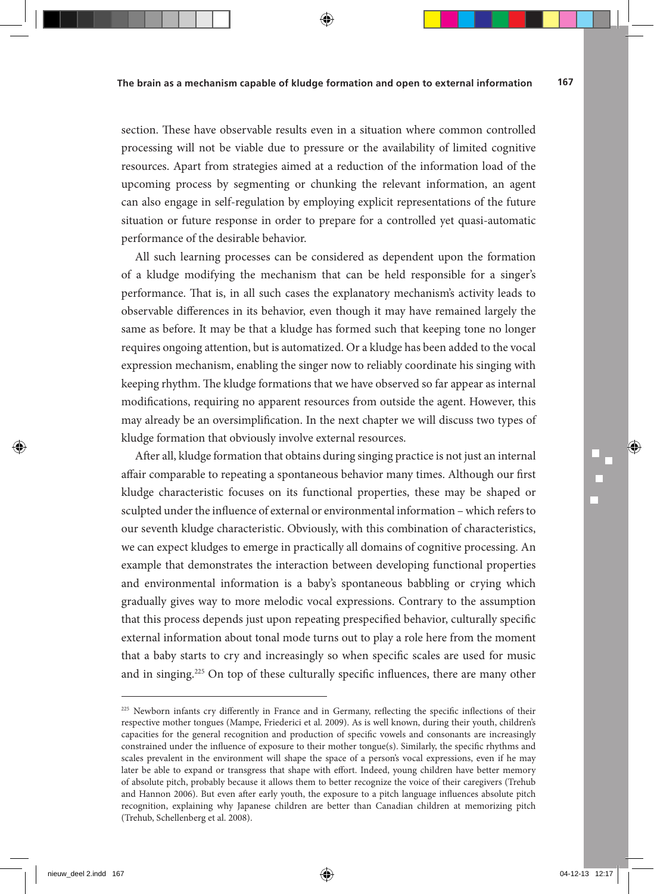section. These have observable results even in a situation where common controlled processing will not be viable due to pressure or the availability of limited cognitive resources. Apart from strategies aimed at a reduction of the information load of the upcoming process by segmenting or chunking the relevant information, an agent can also engage in self-regulation by employing explicit representations of the future situation or future response in order to prepare for a controlled yet quasi-automatic performance of the desirable behavior.

All such learning processes can be considered as dependent upon the formation of a kludge modifying the mechanism that can be held responsible for a singer's performance. That is, in all such cases the explanatory mechanism's activity leads to observable differences in its behavior, even though it may have remained largely the same as before. It may be that a kludge has formed such that keeping tone no longer requires ongoing attention, but is automatized. Or a kludge has been added to the vocal expression mechanism, enabling the singer now to reliably coordinate his singing with keeping rhythm. The kludge formations that we have observed so far appear as internal modifications, requiring no apparent resources from outside the agent. However, this may already be an oversimplification. In the next chapter we will discuss two types of kludge formation that obviously involve external resources.

After all, kludge formation that obtains during singing practice is not just an internal affair comparable to repeating a spontaneous behavior many times. Although our first kludge characteristic focuses on its functional properties, these may be shaped or sculpted under the influence of external or environmental information – which refers to our seventh kludge characteristic. Obviously, with this combination of characteristics, we can expect kludges to emerge in practically all domains of cognitive processing. An example that demonstrates the interaction between developing functional properties and environmental information is a baby's spontaneous babbling or crying which gradually gives way to more melodic vocal expressions. Contrary to the assumption that this process depends just upon repeating prespecified behavior, culturally specific external information about tonal mode turns out to play a role here from the moment that a baby starts to cry and increasingly so when specific scales are used for music and in singing.[225] On top of these culturally specific influences, there are many other

[225] Newborn infants cry differently in France and in Germany, reflecting the specific inflections of their respective mother tongues (Mampe, Friederici et al. 2009). As is well known, during their youth, children's capacities for the general recognition and production of specific vowels and consonants are increasingly constrained under the influence of exposure to their mother tongue(s). Similarly, the specific rhythms and scales prevalent in the environment will shape the space of a person's vocal expressions, even if he may later be able to expand or transgress that shape with effort. Indeed, young children have better memory of absolute pitch, probably because it allows them to better recognize the voice of their caregivers (Trehub and Hannon 2006). But even after early youth, the exposure to a pitch language influences absolute pitch recognition, explaining why Japanese children are better than Canadian children at memorizing pitch (Trehub, Schellenberg et al. 2008).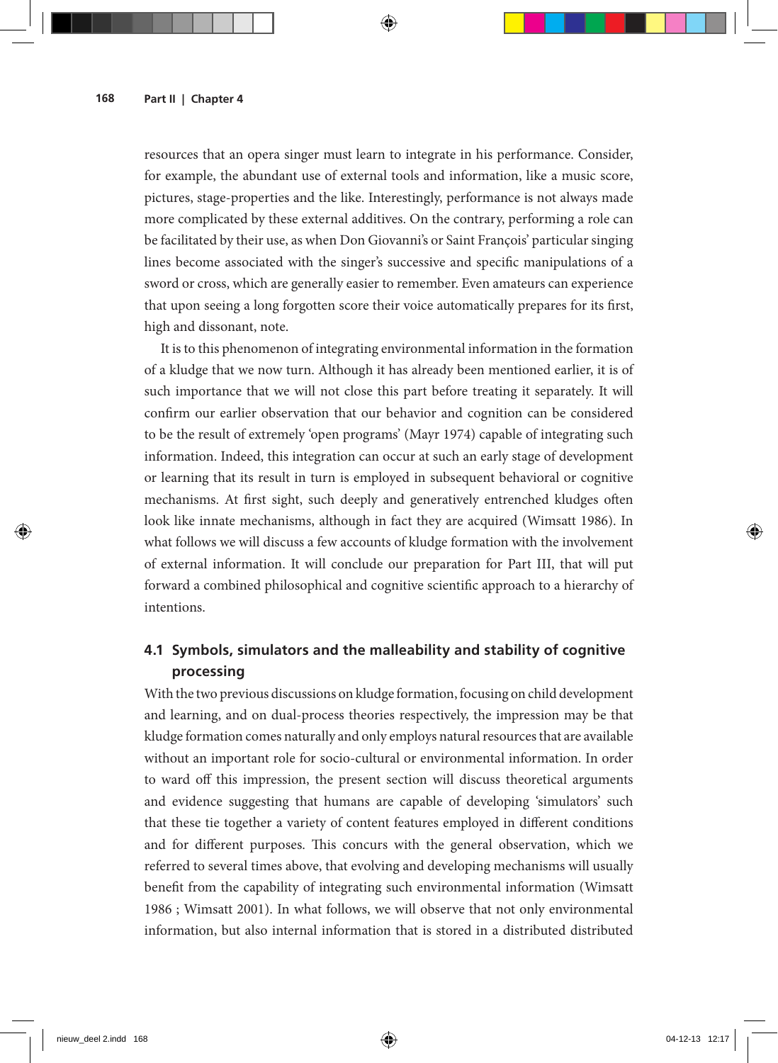resources that an opera singer must learn to integrate in his performance. Consider, for example, the abundant use of external tools and information, like a music score, pictures, stage-properties and the like. Interestingly, performance is not always made more complicated by these external additives. On the contrary, performing a role can be facilitated by their use, as when Don Giovanni's or Saint François' particular singing lines become associated with the singer's successive and specific manipulations of a sword or cross, which are generally easier to remember. Even amateurs can experience that upon seeing a long forgotten score their voice automatically prepares for its first, high and dissonant, note.

It is to this phenomenon of integrating environmental information in the formation of a kludge that we now turn. Although it has already been mentioned earlier, it is of such importance that we will not close this part before treating it separately. It will confirm our earlier observation that our behavior and cognition can be considered to be the result of extremely 'open programs' (Mayr 1974) capable of integrating such information. Indeed, this integration can occur at such an early stage of development or learning that its result in turn is employed in subsequent behavioral or cognitive mechanisms. At first sight, such deeply and generatively entrenched kludges often look like innate mechanisms, although in fact they are acquired (Wimsatt 1986). In what follows we will discuss a few accounts of kludge formation with the involvement of external information. It will conclude our preparation for Part III, that will put forward a combined philosophical and cognitive scientific approach to a hierarchy of intentions.

## 4.1 Symbols, simulators and the malleability and stability of cognitive processing

With the two previous discussions on kludge formation, focusing on child development and learning, and on dual-process theories respectively, the impression may be that kludge formation comes naturally and only employs natural resources that are available without an important role for socio-cultural or environmental information. In order to ward off this impression, the present section will discuss theoretical arguments and evidence suggesting that humans are capable of developing 'simulators' such that these tie together a variety of content features employed in different conditions and for different purposes. This concurs with the general observation, which we referred to several times above, that evolving and developing mechanisms will usually benefit from the capability of integrating such environmental information (Wimsatt 1986 ; Wimsatt 2001). In what follows, we will observe that not only environmental information, but also internal information that is stored in a distributed distributed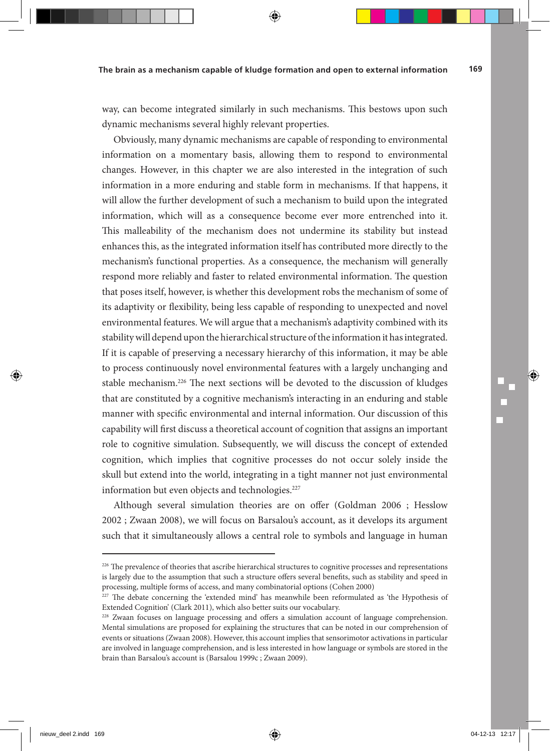way, can become integrated similarly in such mechanisms. This bestows upon such dynamic mechanisms several highly relevant properties.

Obviously, many dynamic mechanisms are capable of responding to environmental information on a momentary basis, allowing them to respond to environmental changes. However, in this chapter we are also interested in the integration of such information in a more enduring and stable form in mechanisms. If that happens, it will allow the further development of such a mechanism to build upon the integrated information, which will as a consequence become ever more entrenched into it. This malleability of the mechanism does not undermine its stability but instead enhances this, as the integrated information itself has contributed more directly to the mechanism's functional properties. As a consequence, the mechanism will generally respond more reliably and faster to related environmental information. The question that poses itself, however, is whether this development robs the mechanism of some of its adaptivity or flexibility, being less capable of responding to unexpected and novel environmental features. We will argue that a mechanism's adaptivity combined with its stability will depend upon the hierarchical structure of the information it has integrated. If it is capable of preserving a necessary hierarchy of this information, it may be able to process continuously novel environmental features with a largely unchanging and stable mechanism.[226] The next sections will be devoted to the discussion of kludges that are constituted by a cognitive mechanism's interacting in an enduring and stable manner with specific environmental and internal information. Our discussion of this capability will first discuss a theoretical account of cognition that assigns an important role to cognitive simulation. Subsequently, we will discuss the concept of extended cognition, which implies that cognitive processes do not occur solely inside the skull but extend into the world, integrating in a tight manner not just environmental information but even objects and technologies.[227]

Although several simulation theories are on offer (Goldman 2006 ; Hesslow 2002 ; Zwaan 2008), we will focus on Barsalou's account, as it develops its argument such that it simultaneously allows a central role to symbols and language in human

---

[226] The prevalence of theories that ascribe hierarchical structures to cognitive processes and representations is largely due to the assumption that such a structure offers several benefits, such as stability and speed in processing, multiple forms of access, and many combinatorial options (Cohen 2000)

[227] The debate concerning the 'extended mind' has meanwhile been reformulated as 'the Hypothesis of Extended Cognition' (Clark 2011), which also better suits our vocabulary.

[228] Zwaan focuses on language processing and offers a simulation account of language comprehension. Mental simulations are proposed for explaining the structures that can be noted in our comprehension of events or situations (Zwaan 2008). However, this account implies that sensorimotor activations in particular are involved in language comprehension, and is less interested in how language or symbols are stored in the brain than Barsalou's account is (Barsalou 1999c ; Zwaan 2009).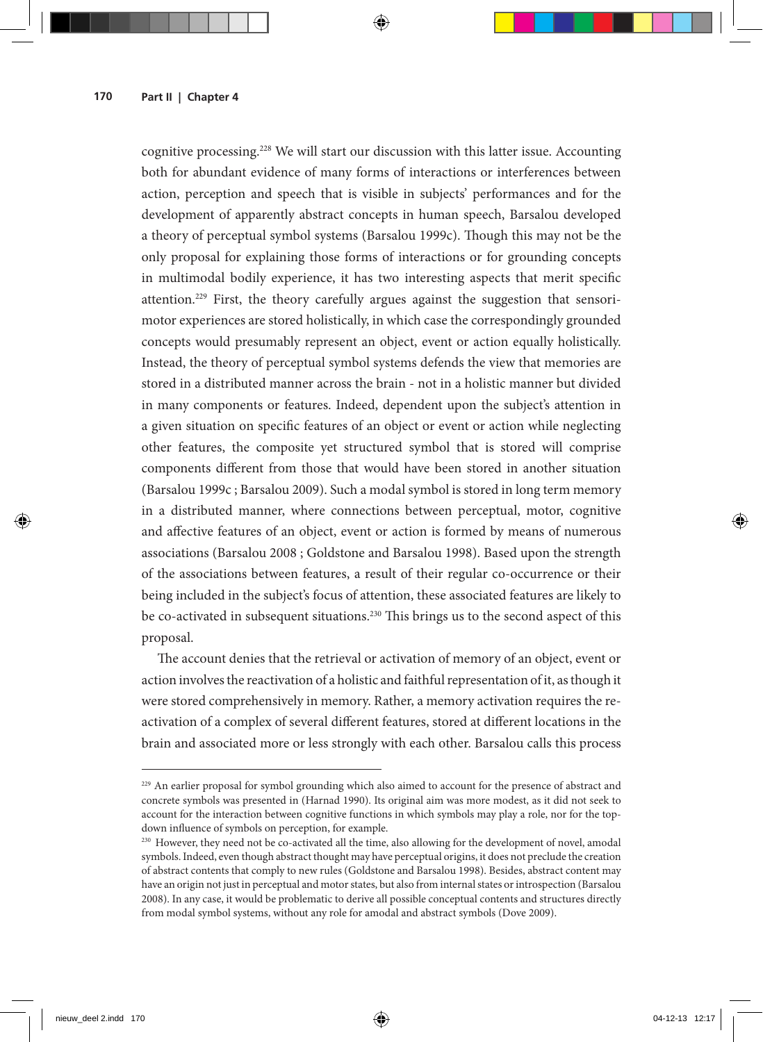cognitive processing.[228] We will start our discussion with this latter issue. Accounting both for abundant evidence of many forms of interactions or interferences between action, perception and speech that is visible in subjects' performances and for the development of apparently abstract concepts in human speech, Barsalou developed a theory of perceptual symbol systems (Barsalou 1999c). Though this may not be the only proposal for explaining those forms of interactions or for grounding concepts in multimodal bodily experience, it has two interesting aspects that merit specific attention.[229] First, the theory carefully argues against the suggestion that sensori-motor experiences are stored holistically, in which case the correspondingly grounded concepts would presumably represent an object, event or action equally holistically. Instead, the theory of perceptual symbol systems defends the view that memories are stored in a distributed manner across the brain - not in a holistic manner but divided in many components or features. Indeed, dependent upon the subject's attention in a given situation on specific features of an object or event or action while neglecting other features, the composite yet structured symbol that is stored will comprise components different from those that would have been stored in another situation (Barsalou 1999c ; Barsalou 2009). Such a modal symbol is stored in long term memory in a distributed manner, where connections between perceptual, motor, cognitive and affective features of an object, event or action is formed by means of numerous associations (Barsalou 2008 ; Goldstone and Barsalou 1998). Based upon the strength of the associations between features, a result of their regular co-occurrence or their being included in the subject's focus of attention, these associated features are likely to be co-activated in subsequent situations.[230] This brings us to the second aspect of this proposal.

The account denies that the retrieval or activation of memory of an object, event or action involves the reactivation of a holistic and faithful representation of it, as though it were stored comprehensively in memory. Rather, a memory activation requires the re-activation of a complex of several different features, stored at different locations in the brain and associated more or less strongly with each other. Barsalou calls this process

---

[229] An earlier proposal for symbol grounding which also aimed to account for the presence of abstract and concrete symbols was presented in (Harnad 1990). Its original aim was more modest, as it did not seek to account for the interaction between cognitive functions in which symbols may play a role, nor for the top-down influence of symbols on perception, for example.

[230] However, they need not be co-activated all the time, also allowing for the development of novel, amodal symbols. Indeed, even though abstract thought may have perceptual origins, it does not preclude the creation of abstract contents that comply to new rules (Goldstone and Barsalou 1998). Besides, abstract content may have an origin not just in perceptual and motor states, but also from internal states or introspection (Barsalou 2008). In any case, it would be problematic to derive all possible conceptual contents and structures directly from modal symbol systems, without any role for amodal and abstract symbols (Dove 2009).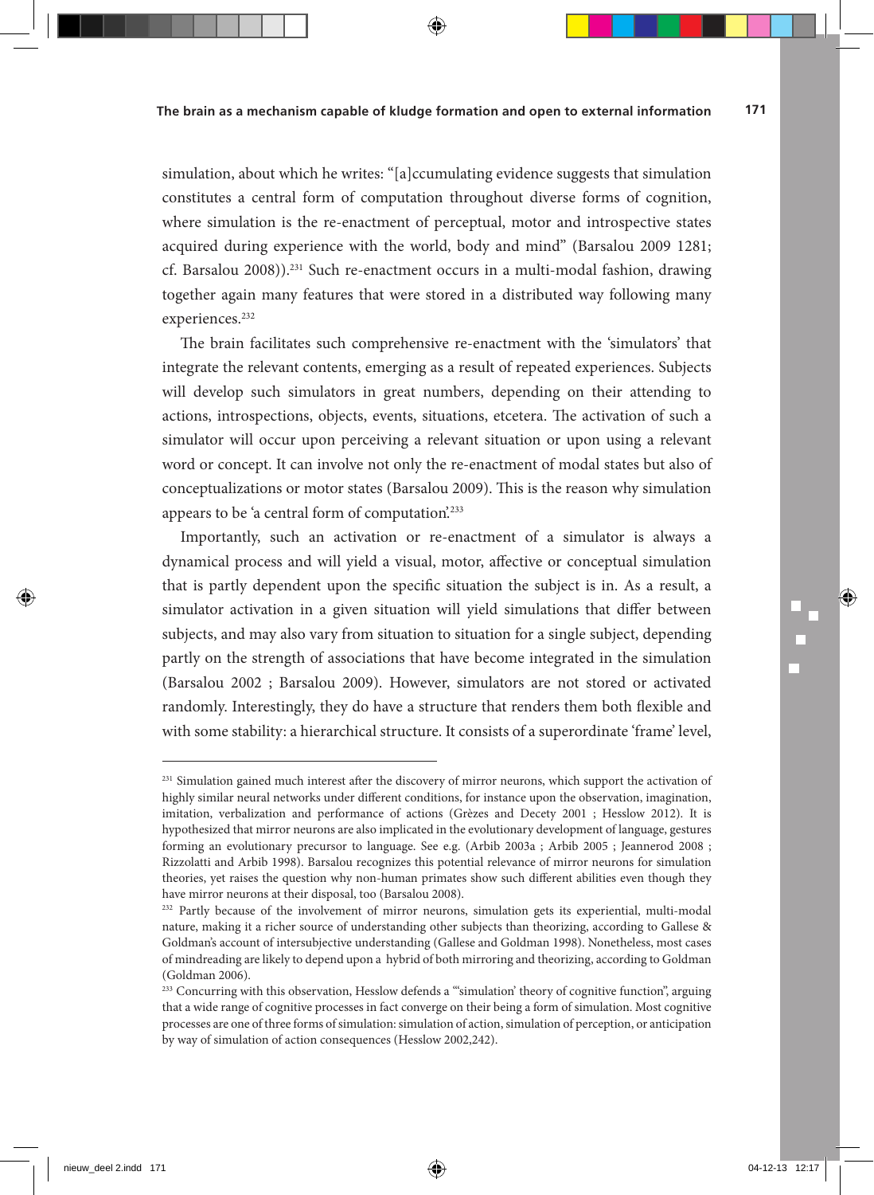simulation, about which he writes: "[a]ccumulating evidence suggests that simulation constitutes a central form of computation throughout diverse forms of cognition, where simulation is the re-enactment of perceptual, motor and introspective states acquired during experience with the world, body and mind" (Barsalou 2009 1281; cf. Barsalou 2008)).[231] Such re-enactment occurs in a multi-modal fashion, drawing together again many features that were stored in a distributed way following many experiences.[232]

The brain facilitates such comprehensive re-enactment with the 'simulators' that integrate the relevant contents, emerging as a result of repeated experiences. Subjects will develop such simulators in great numbers, depending on their attending to actions, introspections, objects, events, situations, etcetera. The activation of such a simulator will occur upon perceiving a relevant situation or upon using a relevant word or concept. It can involve not only the re-enactment of modal states but also of conceptualizations or motor states (Barsalou 2009). This is the reason why simulation appears to be 'a central form of computation.'[233]

Importantly, such an activation or re-enactment of a simulator is always a dynamical process and will yield a visual, motor, affective or conceptual simulation that is partly dependent upon the specific situation the subject is in. As a result, a simulator activation in a given situation will yield simulations that differ between subjects, and may also vary from situation to situation for a single subject, depending partly on the strength of associations that have become integrated in the simulation (Barsalou 2002 ; Barsalou 2009). However, simulators are not stored or activated randomly. Interestingly, they do have a structure that renders them both flexible and with some stability: a hierarchical structure. It consists of a superordinate 'frame' level,

---

[231] Simulation gained much interest after the discovery of mirror neurons, which support the activation of highly similar neural networks under different conditions, for instance upon the observation, imagination, imitation, verbalization and performance of actions (Grèzes and Decety 2001 ; Hesslow 2012). It is hypothesized that mirror neurons are also implicated in the evolutionary development of language, gestures forming an evolutionary precursor to language. See e.g. (Arbib 2003a ; Arbib 2005 ; Jeannerod 2008 ; Rizzolatti and Arbib 1998). Barsalou recognizes this potential relevance of mirror neurons for simulation theories, yet raises the question why non-human primates show such different abilities even though they have mirror neurons at their disposal, too (Barsalou 2008).

[232] Partly because of the involvement of mirror neurons, simulation gets its experiential, multi-modal nature, making it a richer source of understanding other subjects than theorizing, according to Gallese & Goldman's account of intersubjective understanding (Gallese and Goldman 1998). Nonetheless, most cases of mindreading are likely to depend upon a hybrid of both mirroring and theorizing, according to Goldman (Goldman 2006).

[233] Concurring with this observation, Hesslow defends a "'simulation' theory of cognitive function", arguing that a wide range of cognitive processes in fact converge on their being a form of simulation. Most cognitive processes are one of three forms of simulation: simulation of action, simulation of perception, or anticipation by way of simulation of action consequences (Hesslow 2002,242).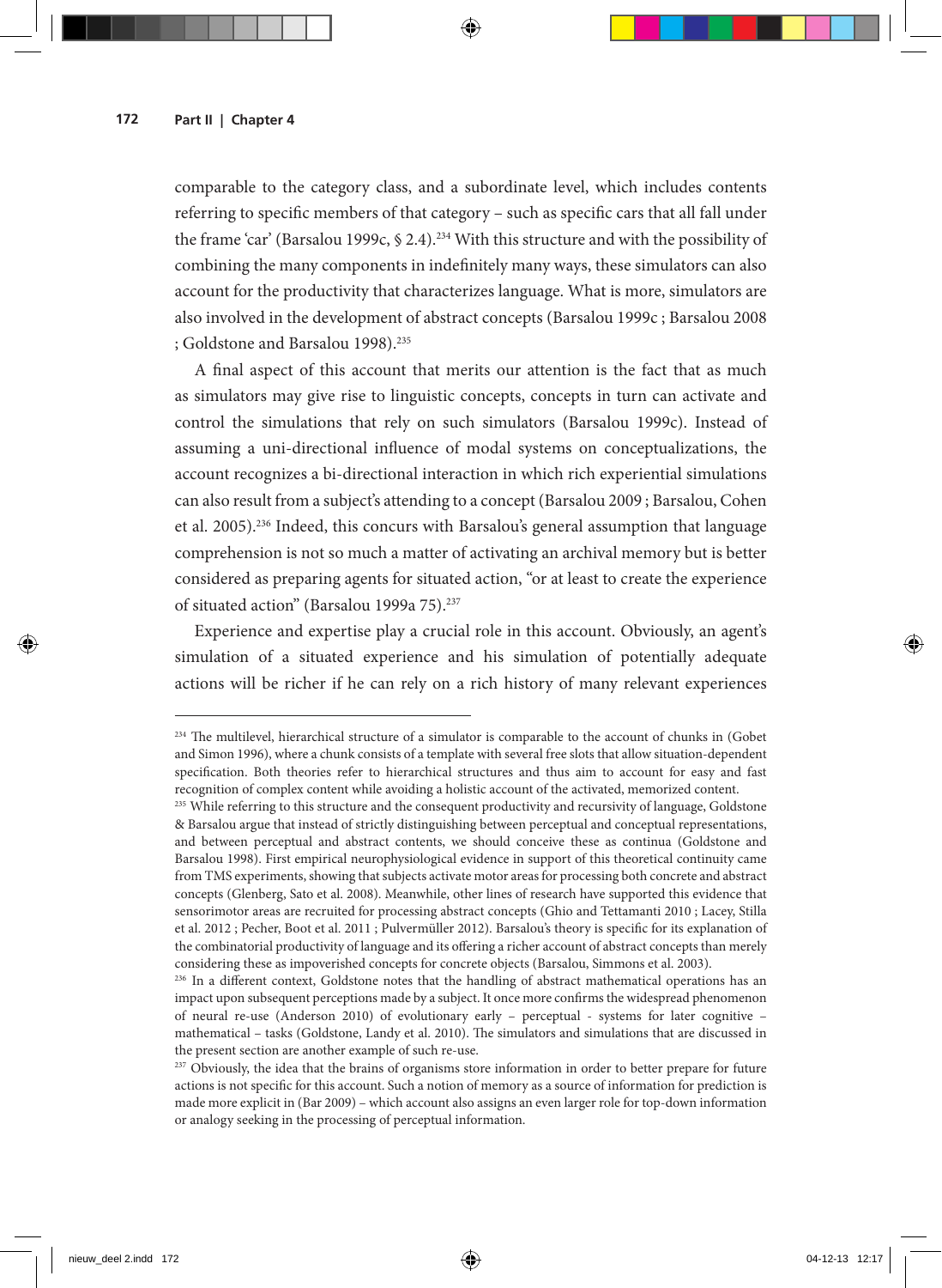comparable to the category class, and a subordinate level, which includes contents referring to specific members of that category – such as specific cars that all fall under the frame 'car' (Barsalou 1999c, § 2.4).[234] With this structure and with the possibility of combining the many components in indefinitely many ways, these simulators can also account for the productivity that characterizes language. What is more, simulators are also involved in the development of abstract concepts (Barsalou 1999c ; Barsalou 2008 ; Goldstone and Barsalou 1998).[235]

A final aspect of this account that merits our attention is the fact that as much as simulators may give rise to linguistic concepts, concepts in turn can activate and control the simulations that rely on such simulators (Barsalou 1999c). Instead of assuming a uni-directional influence of modal systems on conceptualizations, the account recognizes a bi-directional interaction in which rich experiential simulations can also result from a subject's attending to a concept (Barsalou 2009 ; Barsalou, Cohen et al. 2005).[236] Indeed, this concurs with Barsalou's general assumption that language comprehension is not so much a matter of activating an archival memory but is better considered as preparing agents for situated action, "or at least to create the experience of situated action" (Barsalou 1999a 75).[237]

Experience and expertise play a crucial role in this account. Obviously, an agent's simulation of a situated experience and his simulation of potentially adequate actions will be richer if he can rely on a rich history of many relevant experiences

---

[234] The multilevel, hierarchical structure of a simulator is comparable to the account of chunks in (Gobet and Simon 1996), where a chunk consists of a template with several free slots that allow situation-dependent specification. Both theories refer to hierarchical structures and thus aim to account for easy and fast recognition of complex content while avoiding a holistic account of the activated, memorized content.

[235] While referring to this structure and the consequent productivity and recursivity of language, Goldstone & Barsalou argue that instead of strictly distinguishing between perceptual and conceptual representations, and between perceptual and abstract contents, we should conceive these as continua (Goldstone and Barsalou 1998). First empirical neurophysiological evidence in support of this theoretical continuity came from TMS experiments, showing that subjects activate motor areas for processing both concrete and abstract concepts (Glenberg, Sato et al. 2008). Meanwhile, other lines of research have supported this evidence that sensorimotor areas are recruited for processing abstract concepts (Ghio and Tettamanti 2010 ; Lacey, Stilla et al. 2012 ; Pecher, Boot et al. 2011 ; Pulvermüller 2012). Barsalou's theory is specific for its explanation of the combinatorial productivity of language and its offering a richer account of abstract concepts than merely considering these as impoverished concepts for concrete objects (Barsalou, Simmons et al. 2003).

[236] In a different context, Goldstone notes that the handling of abstract mathematical operations has an impact upon subsequent perceptions made by a subject. It once more confirms the widespread phenomenon of neural re-use (Anderson 2010) of evolutionary early – perceptual - systems for later cognitive – mathematical – tasks (Goldstone, Landy et al. 2010). The simulators and simulations that are discussed in the present section are another example of such re-use.

[237] Obviously, the idea that the brains of organisms store information in order to better prepare for future actions is not specific for this account. Such a notion of memory as a source of information for prediction is made more explicit in (Bar 2009) – which account also assigns an even larger role for top-down information or analogy seeking in the processing of perceptual information.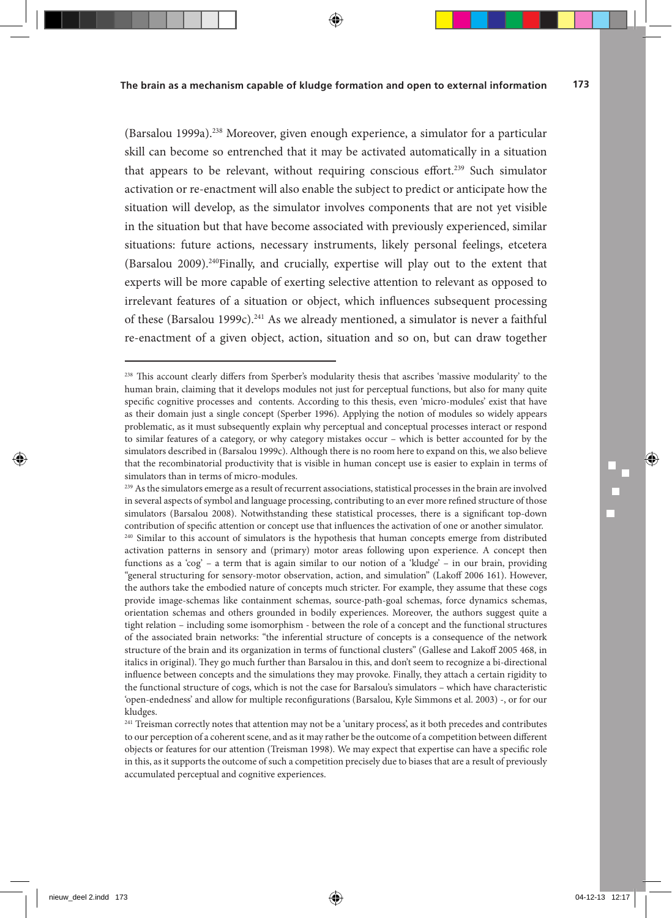(Barsalou 1999a).[238] Moreover, given enough experience, a simulator for a particular skill can become so entrenched that it may be activated automatically in a situation that appears to be relevant, without requiring conscious effort.[239] Such simulator activation or re-enactment will also enable the subject to predict or anticipate how the situation will develop, as the simulator involves components that are not yet visible in the situation but that have become associated with previously experienced, similar situations: future actions, necessary instruments, likely personal feelings, etcetera (Barsalou 2009).[240]Finally, and crucially, expertise will play out to the extent that experts will be more capable of exerting selective attention to relevant as opposed to irrelevant features of a situation or object, which influences subsequent processing of these (Barsalou 1999c).[241] As we already mentioned, a simulator is never a faithful re-enactment of a given object, action, situation and so on, but can draw together

---

[238] This account clearly differs from Sperber's modularity thesis that ascribes 'massive modularity' to the human brain, claiming that it develops modules not just for perceptual functions, but also for many quite specific cognitive processes and contents. According to this thesis, even 'micro-modules' exist that have as their domain just a single concept (Sperber 1996). Applying the notion of modules so widely appears problematic, as it must subsequently explain why perceptual and conceptual processes interact or respond to similar features of a category, or why category mistakes occur – which is better accounted for by the simulators described in (Barsalou 1999c). Although there is no room here to expand on this, we also believe that the recombinatorial productivity that is visible in human concept use is easier to explain in terms of simulators than in terms of micro-modules.

[239] As the simulators emerge as a result of recurrent associations, statistical processes in the brain are involved in several aspects of symbol and language processing, contributing to an ever more refined structure of those simulators (Barsalou 2008). Notwithstanding these statistical processes, there is a significant top-down contribution of specific attention or concept use that influences the activation of one or another simulator.

[240] Similar to this account of simulators is the hypothesis that human concepts emerge from distributed activation patterns in sensory and (primary) motor areas following upon experience. A concept then functions as a 'cog' – a term that is again similar to our notion of a 'kludge' – in our brain, providing "general structuring for sensory-motor observation, action, and simulation" (Lakoff 2006 161). However, the authors take the embodied nature of concepts much stricter. For example, they assume that these cogs provide image-schemas like containment schemas, source-path-goal schemas, force dynamics schemas, orientation schemas and others grounded in bodily experiences. Moreover, the authors suggest quite a tight relation – including some isomorphism - between the role of a concept and the functional structures of the associated brain networks: "the inferential structure of concepts is a consequence of the network structure of the brain and its organization in terms of functional clusters" (Gallese and Lakoff 2005 468, in italics in original). They go much further than Barsalou in this, and don't seem to recognize a bi-directional influence between concepts and the simulations they may provoke. Finally, they attach a certain rigidity to the functional structure of cogs, which is not the case for Barsalou's simulators – which have characteristic 'open-endedness' and allow for multiple reconfigurations (Barsalou, Kyle Simmons et al. 2003) -, or for our kludges.

[241] Treisman correctly notes that attention may not be a 'unitary process', as it both precedes and contributes to our perception of a coherent scene, and as it may rather be the outcome of a competition between different objects or features for our attention (Treisman 1998). We may expect that expertise can have a specific role in this, as it supports the outcome of such a competition precisely due to biases that are a result of previously accumulated perceptual and cognitive experiences.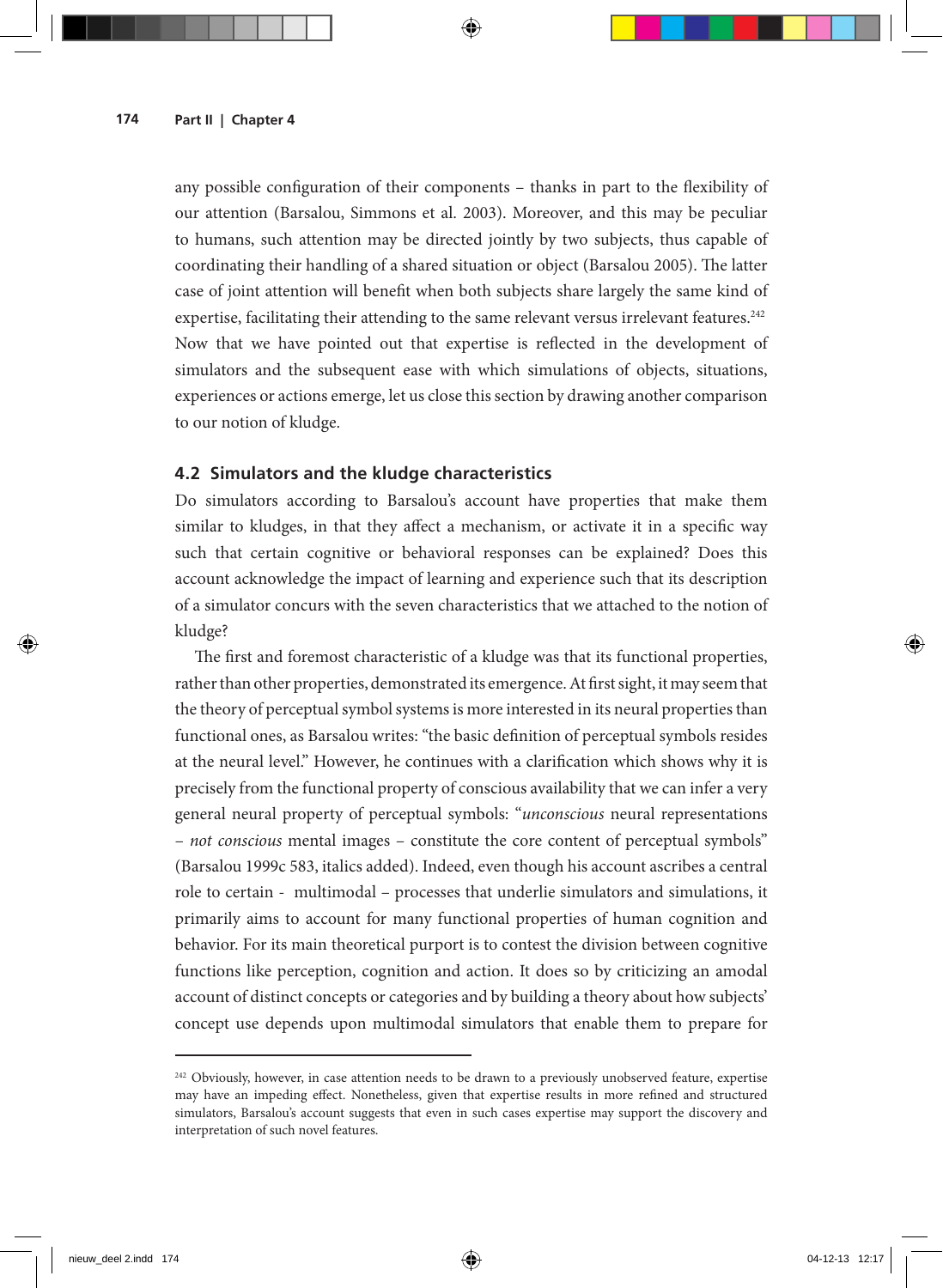any possible configuration of their components – thanks in part to the flexibility of our attention (Barsalou, Simmons et al. 2003). Moreover, and this may be peculiar to humans, such attention may be directed jointly by two subjects, thus capable of coordinating their handling of a shared situation or object (Barsalou 2005). The latter case of joint attention will benefit when both subjects share largely the same kind of expertise, facilitating their attending to the same relevant versus irrelevant features.[242] Now that we have pointed out that expertise is reflected in the development of simulators and the subsequent ease with which simulations of objects, situations, experiences or actions emerge, let us close this section by drawing another comparison to our notion of kludge.

## 4.2 Simulators and the kludge characteristics

Do simulators according to Barsalou's account have properties that make them similar to kludges, in that they affect a mechanism, or activate it in a specific way such that certain cognitive or behavioral responses can be explained? Does this account acknowledge the impact of learning and experience such that its description of a simulator concurs with the seven characteristics that we attached to the notion of kludge?

The first and foremost characteristic of a kludge was that its functional properties, rather than other properties, demonstrated its emergence. At first sight, it may seem that the theory of perceptual symbol systems is more interested in its neural properties than functional ones, as Barsalou writes: "the basic definition of perceptual symbols resides at the neural level." However, he continues with a clarification which shows why it is precisely from the functional property of conscious availability that we can infer a very general neural property of perceptual symbols: "*unconscious* neural representations – *not conscious* mental images – constitute the core content of perceptual symbols" (Barsalou 1999c 583, italics added). Indeed, even though his account ascribes a central role to certain - multimodal – processes that underlie simulators and simulations, it primarily aims to account for many functional properties of human cognition and behavior. For its main theoretical purport is to contest the division between cognitive functions like perception, cognition and action. It does so by criticizing an amodal account of distinct concepts or categories and by building a theory about how subjects' concept use depends upon multimodal simulators that enable them to prepare for

---

[242] Obviously, however, in case attention needs to be drawn to a previously unobserved feature, expertise may have an impeding effect. Nonetheless, given that expertise results in more refined and structured simulators, Barsalou's account suggests that even in such cases expertise may support the discovery and interpretation of such novel features.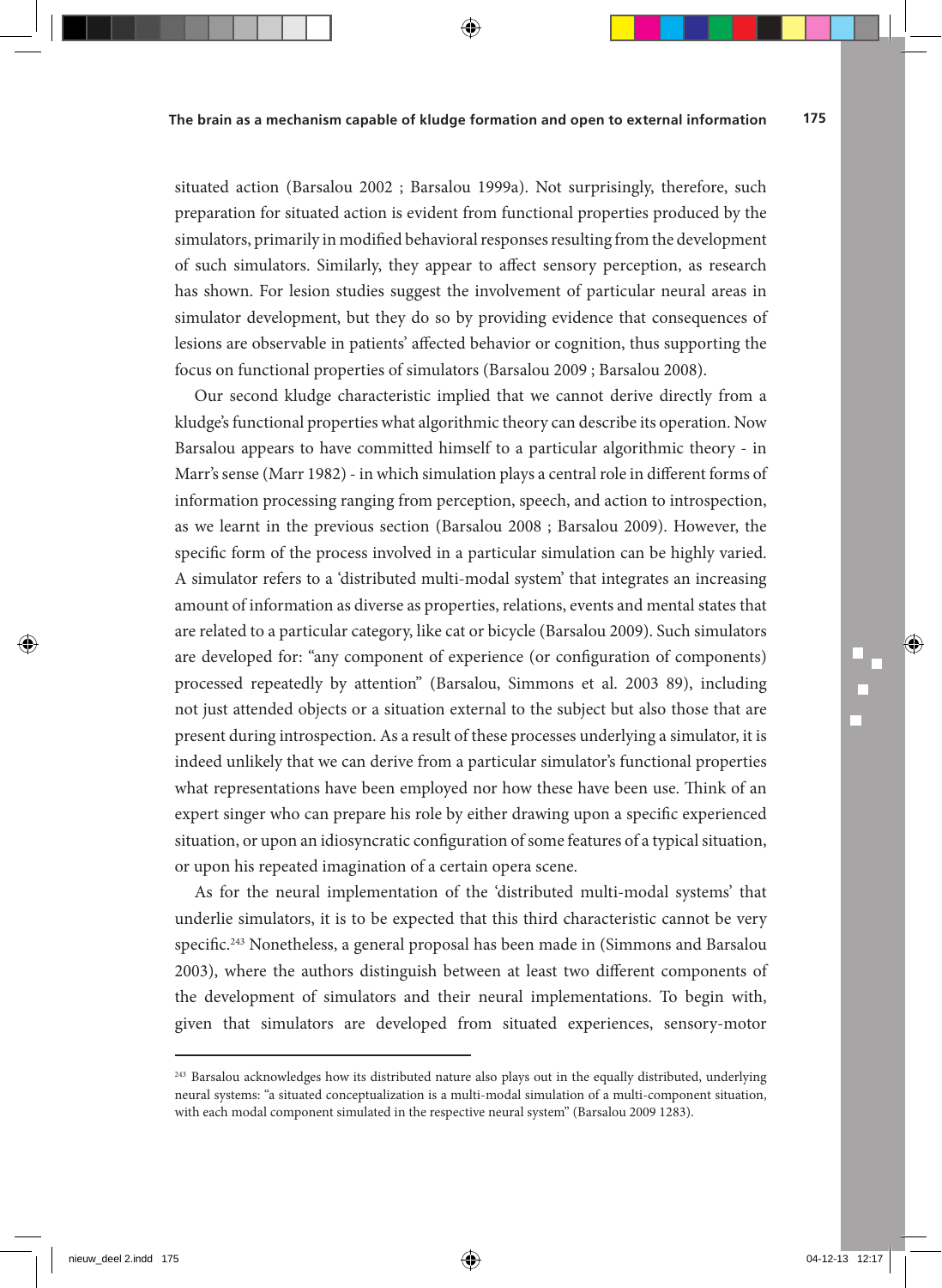situated action (Barsalou 2002 ; Barsalou 1999a). Not surprisingly, therefore, such preparation for situated action is evident from functional properties produced by the simulators, primarily in modified behavioral responses resulting from the development of such simulators. Similarly, they appear to affect sensory perception, as research has shown. For lesion studies suggest the involvement of particular neural areas in simulator development, but they do so by providing evidence that consequences of lesions are observable in patients' affected behavior or cognition, thus supporting the focus on functional properties of simulators (Barsalou 2009 ; Barsalou 2008).

Our second kludge characteristic implied that we cannot derive directly from a kludge's functional properties what algorithmic theory can describe its operation. Now Barsalou appears to have committed himself to a particular algorithmic theory - in Marr's sense (Marr 1982) - in which simulation plays a central role in different forms of information processing ranging from perception, speech, and action to introspection, as we learnt in the previous section (Barsalou 2008 ; Barsalou 2009). However, the specific form of the process involved in a particular simulation can be highly varied. A simulator refers to a 'distributed multi-modal system' that integrates an increasing amount of information as diverse as properties, relations, events and mental states that are related to a particular category, like cat or bicycle (Barsalou 2009). Such simulators are developed for: "any component of experience (or configuration of components) processed repeatedly by attention" (Barsalou, Simmons et al. 2003 89), including not just attended objects or a situation external to the subject but also those that are present during introspection. As a result of these processes underlying a simulator, it is indeed unlikely that we can derive from a particular simulator's functional properties what representations have been employed nor how these have been use. Think of an expert singer who can prepare his role by either drawing upon a specific experienced situation, or upon an idiosyncratic configuration of some features of a typical situation, or upon his repeated imagination of a certain opera scene.

As for the neural implementation of the 'distributed multi-modal systems' that underlie simulators, it is to be expected that this third characteristic cannot be very specific.[243] Nonetheless, a general proposal has been made in (Simmons and Barsalou 2003), where the authors distinguish between at least two different components of the development of simulators and their neural implementations. To begin with, given that simulators are developed from situated experiences, sensory-motor

---

[243] Barsalou acknowledges how its distributed nature also plays out in the equally distributed, underlying neural systems: "a situated conceptualization is a multi-modal simulation of a multi-component situation, with each modal component simulated in the respective neural system" (Barsalou 2009 1283).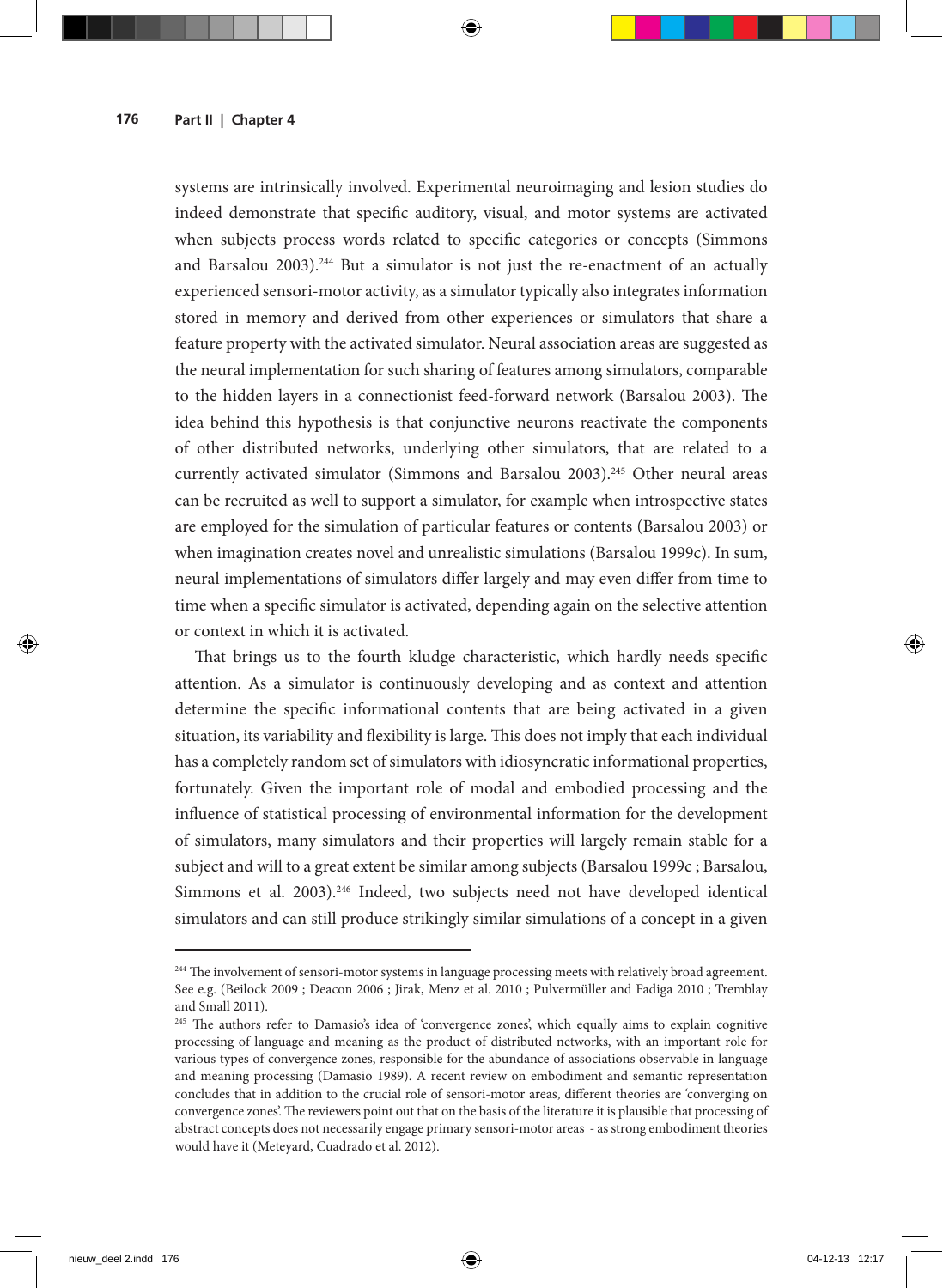systems are intrinsically involved. Experimental neuroimaging and lesion studies do indeed demonstrate that specific auditory, visual, and motor systems are activated when subjects process words related to specific categories or concepts (Simmons and Barsalou 2003).[244] But a simulator is not just the re-enactment of an actually experienced sensori-motor activity, as a simulator typically also integrates information stored in memory and derived from other experiences or simulators that share a feature property with the activated simulator. Neural association areas are suggested as the neural implementation for such sharing of features among simulators, comparable to the hidden layers in a connectionist feed-forward network (Barsalou 2003). The idea behind this hypothesis is that conjunctive neurons reactivate the components of other distributed networks, underlying other simulators, that are related to a currently activated simulator (Simmons and Barsalou 2003).[245] Other neural areas can be recruited as well to support a simulator, for example when introspective states are employed for the simulation of particular features or contents (Barsalou 2003) or when imagination creates novel and unrealistic simulations (Barsalou 1999c). In sum, neural implementations of simulators differ largely and may even differ from time to time when a specific simulator is activated, depending again on the selective attention or context in which it is activated.

That brings us to the fourth kludge characteristic, which hardly needs specific attention. As a simulator is continuously developing and as context and attention determine the specific informational contents that are being activated in a given situation, its variability and flexibility is large. This does not imply that each individual has a completely random set of simulators with idiosyncratic informational properties, fortunately. Given the important role of modal and embodied processing and the influence of statistical processing of environmental information for the development of simulators, many simulators and their properties will largely remain stable for a subject and will to a great extent be similar among subjects (Barsalou 1999c ; Barsalou, Simmons et al. 2003).[246] Indeed, two subjects need not have developed identical simulators and can still produce strikingly similar simulations of a concept in a given

---

[244] The involvement of sensori-motor systems in language processing meets with relatively broad agreement. See e.g. (Beilock 2009 ; Deacon 2006 ; Jirak, Menz et al. 2010 ; Pulvermüller and Fadiga 2010 ; Tremblay and Small 2011).

[245] The authors refer to Damasio's idea of 'convergence zones', which equally aims to explain cognitive processing of language and meaning as the product of distributed networks, with an important role for various types of convergence zones, responsible for the abundance of associations observable in language and meaning processing (Damasio 1989). A recent review on embodiment and semantic representation concludes that in addition to the crucial role of sensori-motor areas, different theories are 'converging on convergence zones'. The reviewers point out that on the basis of the literature it is plausible that processing of abstract concepts does not necessarily engage primary sensori-motor areas - as strong embodiment theories would have it (Meteyard, Cuadrado et al. 2012).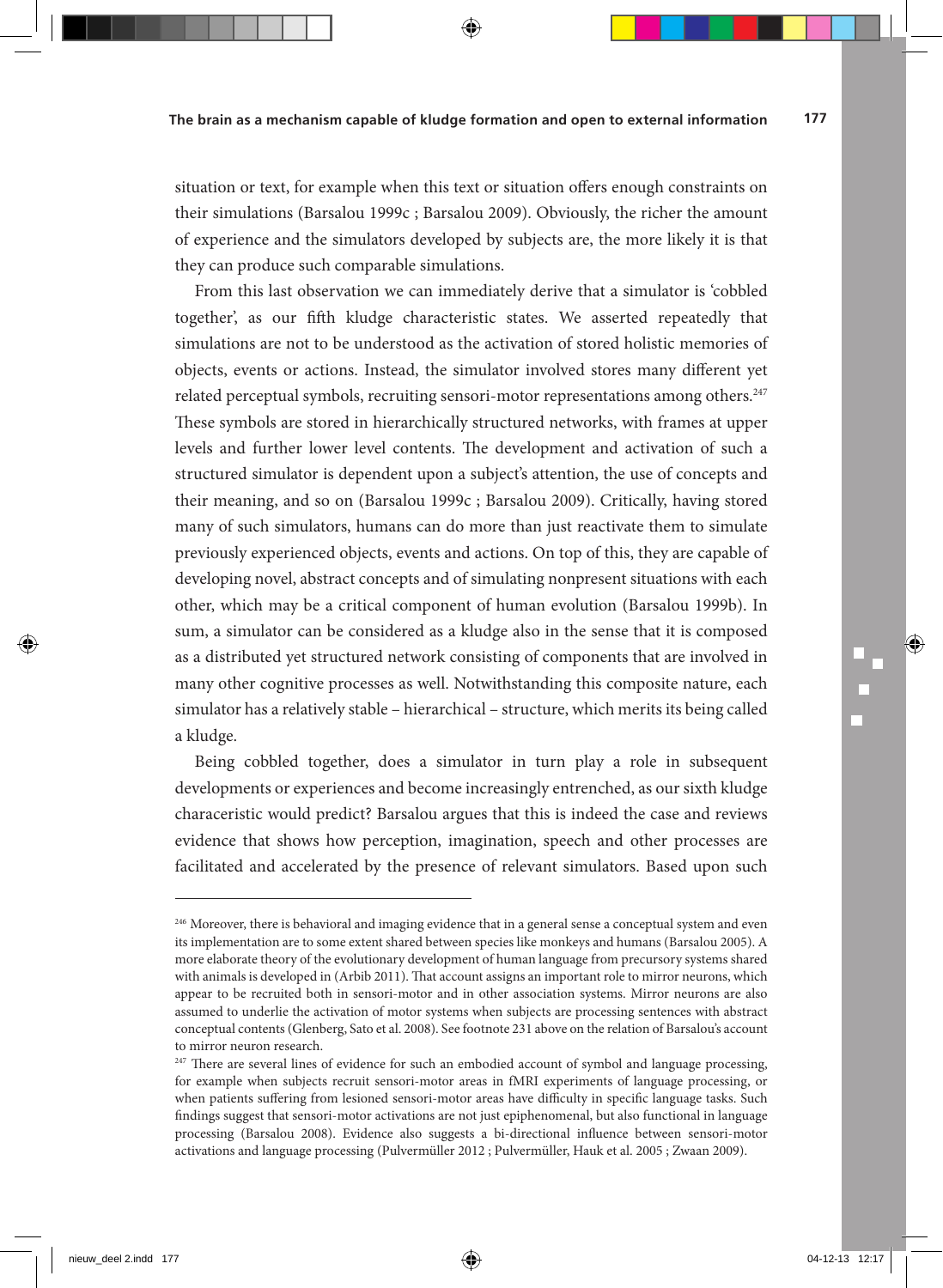situation or text, for example when this text or situation offers enough constraints on their simulations (Barsalou 1999c ; Barsalou 2009). Obviously, the richer the amount of experience and the simulators developed by subjects are, the more likely it is that they can produce such comparable simulations.

From this last observation we can immediately derive that a simulator is 'cobbled together', as our fifth kludge characteristic states. We asserted repeatedly that simulations are not to be understood as the activation of stored holistic memories of objects, events or actions. Instead, the simulator involved stores many different yet related perceptual symbols, recruiting sensori-motor representations among others.[247] These symbols are stored in hierarchically structured networks, with frames at upper levels and further lower level contents. The development and activation of such a structured simulator is dependent upon a subject's attention, the use of concepts and their meaning, and so on (Barsalou 1999c ; Barsalou 2009). Critically, having stored many of such simulators, humans can do more than just reactivate them to simulate previously experienced objects, events and actions. On top of this, they are capable of developing novel, abstract concepts and of simulating nonpresent situations with each other, which may be a critical component of human evolution (Barsalou 1999b). In sum, a simulator can be considered as a kludge also in the sense that it is composed as a distributed yet structured network consisting of components that are involved in many other cognitive processes as well. Notwithstanding this composite nature, each simulator has a relatively stable – hierarchical – structure, which merits its being called a kludge.

Being cobbled together, does a simulator in turn play a role in subsequent developments or experiences and become increasingly entrenched, as our sixth kludge characeristic would predict? Barsalou argues that this is indeed the case and reviews evidence that shows how perception, imagination, speech and other processes are facilitated and accelerated by the presence of relevant simulators. Based upon such

---

[246] Moreover, there is behavioral and imaging evidence that in a general sense a conceptual system and even its implementation are to some extent shared between species like monkeys and humans (Barsalou 2005). A more elaborate theory of the evolutionary development of human language from precursory systems shared with animals is developed in (Arbib 2011). That account assigns an important role to mirror neurons, which appear to be recruited both in sensori-motor and in other association systems. Mirror neurons are also assumed to underlie the activation of motor systems when subjects are processing sentences with abstract conceptual contents (Glenberg, Sato et al. 2008). See footnote 231 above on the relation of Barsalou's account to mirror neuron research.

[247] There are several lines of evidence for such an embodied account of symbol and language processing, for example when subjects recruit sensori-motor areas in fMRI experiments of language processing, or when patients suffering from lesioned sensori-motor areas have difficulty in specific language tasks. Such findings suggest that sensori-motor activations are not just epiphenomenal, but also functional in language processing (Barsalou 2008). Evidence also suggests a bi-directional influence between sensori-motor activations and language processing (Pulvermüller 2012 ; Pulvermüller, Hauk et al. 2005 ; Zwaan 2009).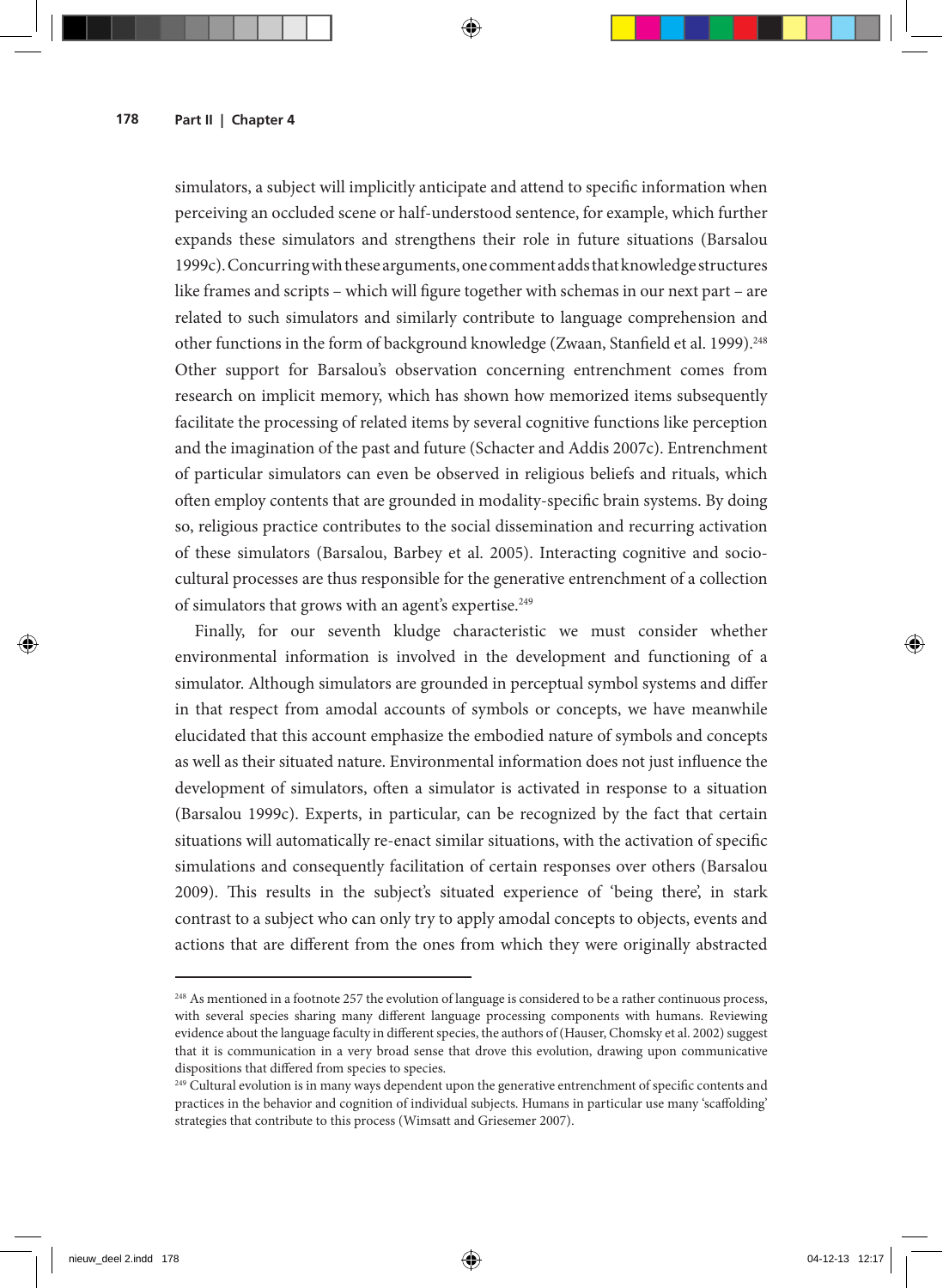simulators, a subject will implicitly anticipate and attend to specific information when perceiving an occluded scene or half-understood sentence, for example, which further expands these simulators and strengthens their role in future situations (Barsalou 1999c). Concurring with these arguments, one comment adds that knowledge structures like frames and scripts – which will figure together with schemas in our next part – are related to such simulators and similarly contribute to language comprehension and other functions in the form of background knowledge (Zwaan, Stanfield et al. 1999).[248] Other support for Barsalou's observation concerning entrenchment comes from research on implicit memory, which has shown how memorized items subsequently facilitate the processing of related items by several cognitive functions like perception and the imagination of the past and future (Schacter and Addis 2007c). Entrenchment of particular simulators can even be observed in religious beliefs and rituals, which often employ contents that are grounded in modality-specific brain systems. By doing so, religious practice contributes to the social dissemination and recurring activation of these simulators (Barsalou, Barbey et al. 2005). Interacting cognitive and socio-cultural processes are thus responsible for the generative entrenchment of a collection of simulators that grows with an agent's expertise.[249]

Finally, for our seventh kludge characteristic we must consider whether environmental information is involved in the development and functioning of a simulator. Although simulators are grounded in perceptual symbol systems and differ in that respect from amodal accounts of symbols or concepts, we have meanwhile elucidated that this account emphasize the embodied nature of symbols and concepts as well as their situated nature. Environmental information does not just influence the development of simulators, often a simulator is activated in response to a situation (Barsalou 1999c). Experts, in particular, can be recognized by the fact that certain situations will automatically re-enact similar situations, with the activation of specific simulations and consequently facilitation of certain responses over others (Barsalou 2009). This results in the subject's situated experience of 'being there', in stark contrast to a subject who can only try to apply amodal concepts to objects, events and actions that are different from the ones from which they were originally abstracted

---

[248] As mentioned in a footnote 257 the evolution of language is considered to be a rather continuous process, with several species sharing many different language processing components with humans. Reviewing evidence about the language faculty in different species, the authors of (Hauser, Chomsky et al. 2002) suggest that it is communication in a very broad sense that drove this evolution, drawing upon communicative dispositions that differed from species to species.

[249] Cultural evolution is in many ways dependent upon the generative entrenchment of specific contents and practices in the behavior and cognition of individual subjects. Humans in particular use many 'scaffolding' strategies that contribute to this process (Wimsatt and Griesemer 2007).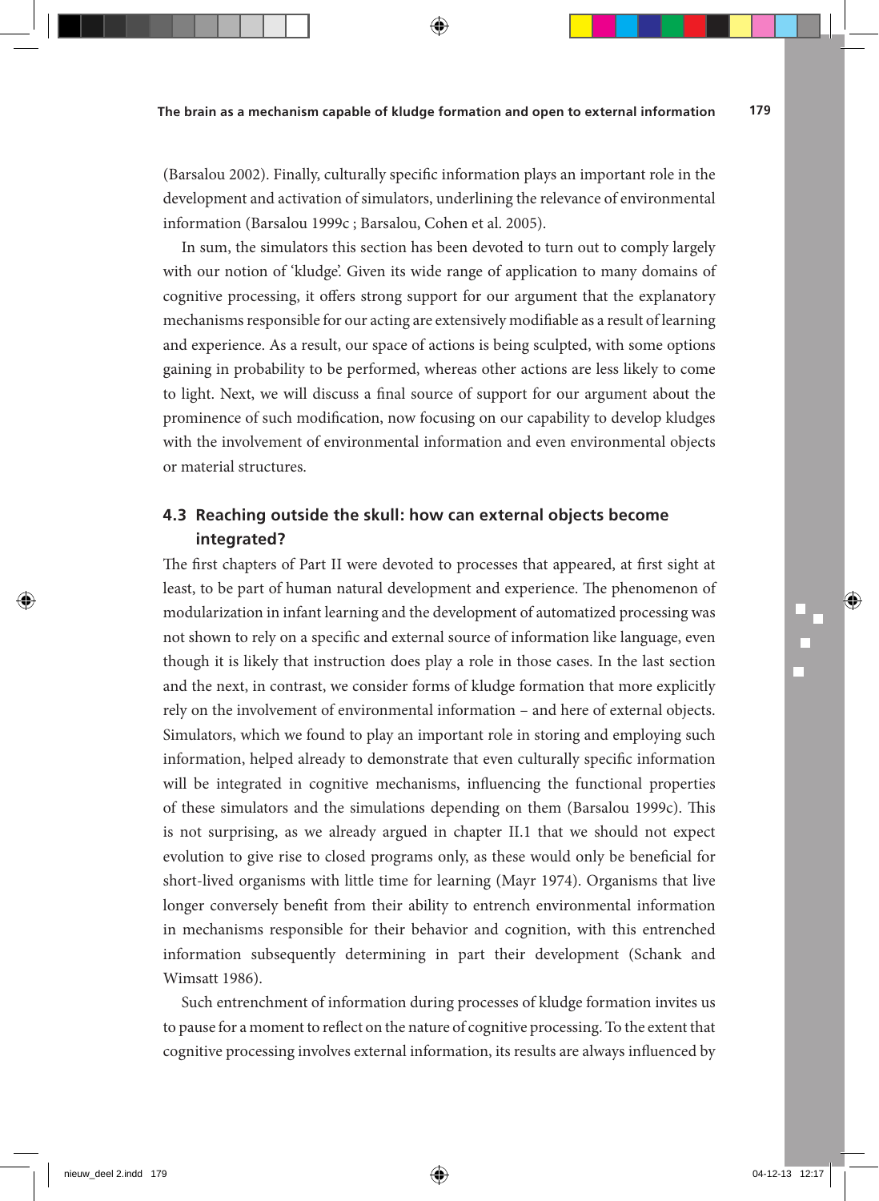(Barsalou 2002). Finally, culturally specific information plays an important role in the development and activation of simulators, underlining the relevance of environmental information (Barsalou 1999c ; Barsalou, Cohen et al. 2005).

In sum, the simulators this section has been devoted to turn out to comply largely with our notion of 'kludge'. Given its wide range of application to many domains of cognitive processing, it offers strong support for our argument that the explanatory mechanisms responsible for our acting are extensively modifiable as a result of learning and experience. As a result, our space of actions is being sculpted, with some options gaining in probability to be performed, whereas other actions are less likely to come to light. Next, we will discuss a final source of support for our argument about the prominence of such modification, now focusing on our capability to develop kludges with the involvement of environmental information and even environmental objects or material structures.

## 4.3 Reaching outside the skull: how can external objects become integrated?

The first chapters of Part II were devoted to processes that appeared, at first sight at least, to be part of human natural development and experience. The phenomenon of modularization in infant learning and the development of automatized processing was not shown to rely on a specific and external source of information like language, even though it is likely that instruction does play a role in those cases. In the last section and the next, in contrast, we consider forms of kludge formation that more explicitly rely on the involvement of environmental information – and here of external objects. Simulators, which we found to play an important role in storing and employing such information, helped already to demonstrate that even culturally specific information will be integrated in cognitive mechanisms, influencing the functional properties of these simulators and the simulations depending on them (Barsalou 1999c). This is not surprising, as we already argued in chapter II.1 that we should not expect evolution to give rise to closed programs only, as these would only be beneficial for short-lived organisms with little time for learning (Mayr 1974). Organisms that live longer conversely benefit from their ability to entrench environmental information in mechanisms responsible for their behavior and cognition, with this entrenched information subsequently determining in part their development (Schank and Wimsatt 1986).

Such entrenchment of information during processes of kludge formation invites us to pause for a moment to reflect on the nature of cognitive processing. To the extent that cognitive processing involves external information, its results are always influenced by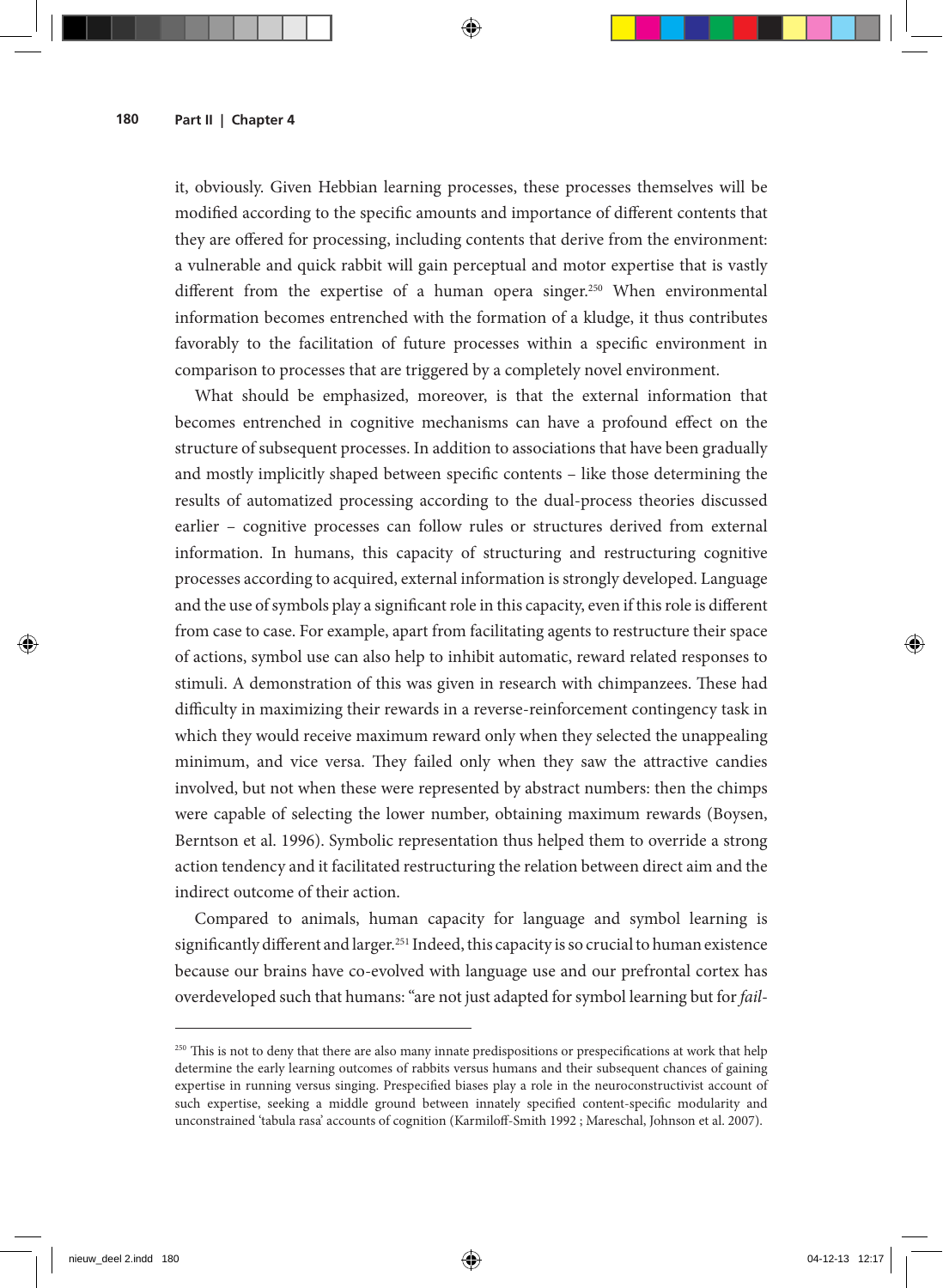it, obviously. Given Hebbian learning processes, these processes themselves will be modified according to the specific amounts and importance of different contents that they are offered for processing, including contents that derive from the environment: a vulnerable and quick rabbit will gain perceptual and motor expertise that is vastly different from the expertise of a human opera singer.[250] When environmental information becomes entrenched with the formation of a kludge, it thus contributes favorably to the facilitation of future processes within a specific environment in comparison to processes that are triggered by a completely novel environment.

What should be emphasized, moreover, is that the external information that becomes entrenched in cognitive mechanisms can have a profound effect on the structure of subsequent processes. In addition to associations that have been gradually and mostly implicitly shaped between specific contents – like those determining the results of automatized processing according to the dual-process theories discussed earlier – cognitive processes can follow rules or structures derived from external information. In humans, this capacity of structuring and restructuring cognitive processes according to acquired, external information is strongly developed. Language and the use of symbols play a significant role in this capacity, even if this role is different from case to case. For example, apart from facilitating agents to restructure their space of actions, symbol use can also help to inhibit automatic, reward related responses to stimuli. A demonstration of this was given in research with chimpanzees. These had difficulty in maximizing their rewards in a reverse-reinforcement contingency task in which they would receive maximum reward only when they selected the unappealing minimum, and vice versa. They failed only when they saw the attractive candies involved, but not when these were represented by abstract numbers: then the chimps were capable of selecting the lower number, obtaining maximum rewards (Boysen, Berntson et al. 1996). Symbolic representation thus helped them to override a strong action tendency and it facilitated restructuring the relation between direct aim and the indirect outcome of their action.

Compared to animals, human capacity for language and symbol learning is significantly different and larger.[251] Indeed, this capacity is so crucial to human existence because our brains have co-evolved with language use and our prefrontal cortex has overdeveloped such that humans: "are not just adapted for symbol learning but for *fail-*

---

[250] This is not to deny that there are also many innate predispositions or prespecifications at work that help determine the early learning outcomes of rabbits versus humans and their subsequent chances of gaining expertise in running versus singing. Prespecified biases play a role in the neuroconstructivist account of such expertise, seeking a middle ground between innately specified content-specific modularity and unconstrained 'tabula rasa' accounts of cognition (Karmiloff-Smith 1992 ; Mareschal, Johnson et al. 2007).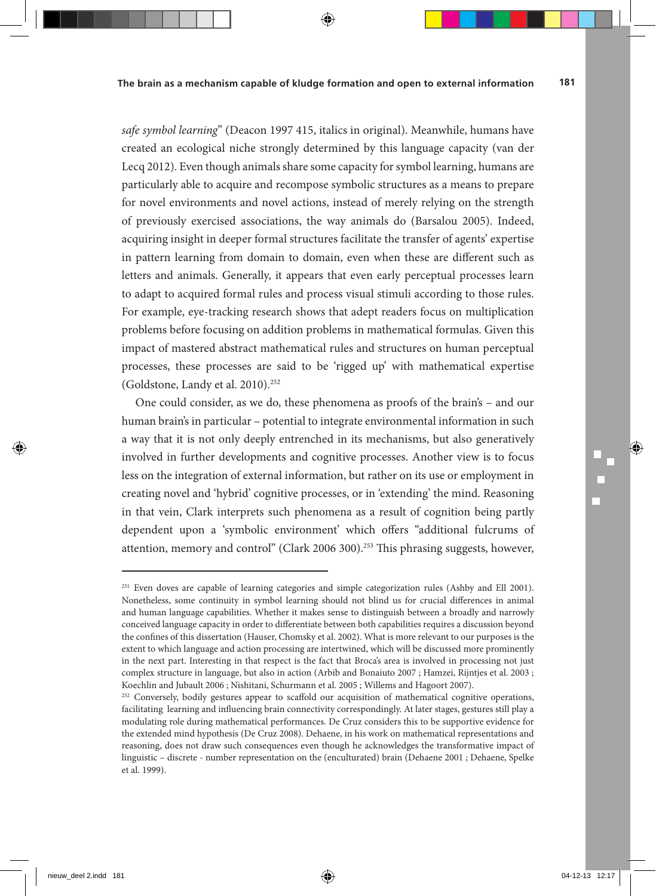*safe symbol learning*" (Deacon 1997 415, italics in original). Meanwhile, humans have created an ecological niche strongly determined by this language capacity (van der Lecq 2012). Even though animals share some capacity for symbol learning, humans are particularly able to acquire and recompose symbolic structures as a means to prepare for novel environments and novel actions, instead of merely relying on the strength of previously exercised associations, the way animals do (Barsalou 2005). Indeed, acquiring insight in deeper formal structures facilitate the transfer of agents' expertise in pattern learning from domain to domain, even when these are different such as letters and animals. Generally, it appears that even early perceptual processes learn to adapt to acquired formal rules and process visual stimuli according to those rules. For example, eye-tracking research shows that adept readers focus on multiplication problems before focusing on addition problems in mathematical formulas. Given this impact of mastered abstract mathematical rules and structures on human perceptual processes, these processes are said to be 'rigged up' with mathematical expertise (Goldstone, Landy et al. 2010).[252]

One could consider, as we do, these phenomena as proofs of the brain's – and our human brain's in particular – potential to integrate environmental information in such a way that it is not only deeply entrenched in its mechanisms, but also generatively involved in further developments and cognitive processes. Another view is to focus less on the integration of external information, but rather on its use or employment in creating novel and 'hybrid' cognitive processes, or in 'extending' the mind. Reasoning in that vein, Clark interprets such phenomena as a result of cognition being partly dependent upon a 'symbolic environment' which offers "additional fulcrums of attention, memory and control" (Clark 2006 300).[253] This phrasing suggests, however,

---

[251] Even doves are capable of learning categories and simple categorization rules (Ashby and Ell 2001). Nonetheless, some continuity in symbol learning should not blind us for crucial differences in animal and human language capabilities. Whether it makes sense to distinguish between a broadly and narrowly conceived language capacity in order to differentiate between both capabilities requires a discussion beyond the confines of this dissertation (Hauser, Chomsky et al. 2002). What is more relevant to our purposes is the extent to which language and action processing are intertwined, which will be discussed more prominently in the next part. Interesting in that respect is the fact that Broca's area is involved in processing not just complex structure in language, but also in action (Arbib and Bonaiuto 2007 ; Hamzei, Rijntjes et al. 2003 ; Koechlin and Jubault 2006 ; Nishitani, Schurmann et al. 2005 ; Willems and Hagoort 2007).

[252] Conversely, bodily gestures appear to scaffold our acquisition of mathematical cognitive operations, facilitating learning and influencing brain connectivity correspondingly. At later stages, gestures still play a modulating role during mathematical performances. De Cruz considers this to be supportive evidence for the extended mind hypothesis (De Cruz 2008). Dehaene, in his work on mathematical representations and reasoning, does not draw such consequences even though he acknowledges the transformative impact of linguistic – discrete - number representation on the (enculturated) brain (Dehaene 2001 ; Dehaene, Spelke et al. 1999).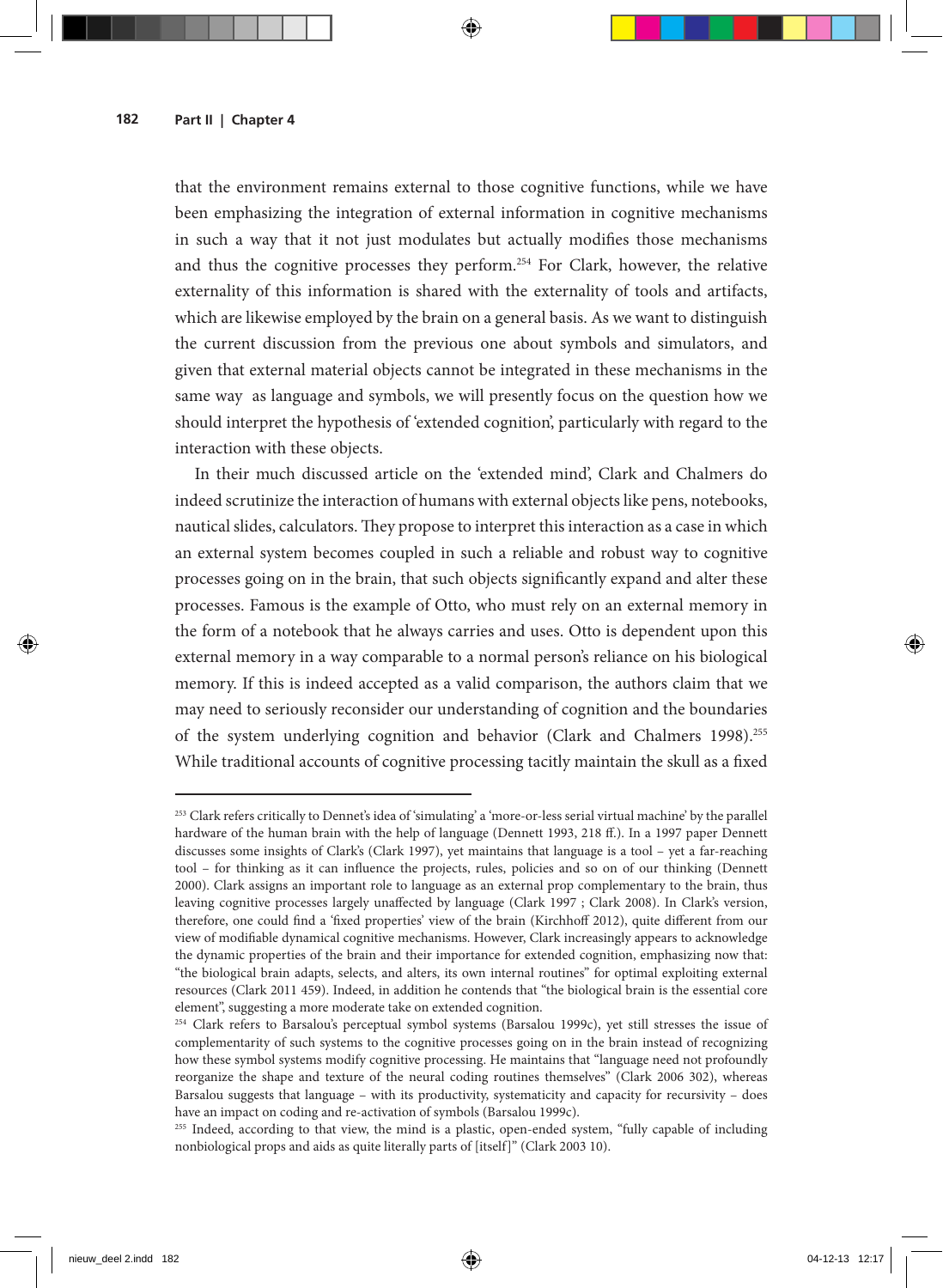that the environment remains external to those cognitive functions, while we have been emphasizing the integration of external information in cognitive mechanisms in such a way that it not just modulates but actually modifies those mechanisms and thus the cognitive processes they perform.[254] For Clark, however, the relative externality of this information is shared with the externality of tools and artifacts, which are likewise employed by the brain on a general basis. As we want to distinguish the current discussion from the previous one about symbols and simulators, and given that external material objects cannot be integrated in these mechanisms in the same way as language and symbols, we will presently focus on the question how we should interpret the hypothesis of 'extended cognition', particularly with regard to the interaction with these objects.

In their much discussed article on the 'extended mind', Clark and Chalmers do indeed scrutinize the interaction of humans with external objects like pens, notebooks, nautical slides, calculators. They propose to interpret this interaction as a case in which an external system becomes coupled in such a reliable and robust way to cognitive processes going on in the brain, that such objects significantly expand and alter these processes. Famous is the example of Otto, who must rely on an external memory in the form of a notebook that he always carries and uses. Otto is dependent upon this external memory in a way comparable to a normal person's reliance on his biological memory. If this is indeed accepted as a valid comparison, the authors claim that we may need to seriously reconsider our understanding of cognition and the boundaries of the system underlying cognition and behavior (Clark and Chalmers 1998).[255] While traditional accounts of cognitive processing tacitly maintain the skull as a fixed

---

[253] Clark refers critically to Dennet's idea of 'simulating' a 'more-or-less serial virtual machine' by the parallel hardware of the human brain with the help of language (Dennett 1993, 218 ff.). In a 1997 paper Dennett discusses some insights of Clark's (Clark 1997), yet maintains that language is a tool – yet a far-reaching tool – for thinking as it can influence the projects, rules, policies and so on of our thinking (Dennett 2000). Clark assigns an important role to language as an external prop complementary to the brain, thus leaving cognitive processes largely unaffected by language (Clark 1997 ; Clark 2008). In Clark's version, therefore, one could find a 'fixed properties' view of the brain (Kirchhoff 2012), quite different from our view of modifiable dynamical cognitive mechanisms. However, Clark increasingly appears to acknowledge the dynamic properties of the brain and their importance for extended cognition, emphasizing now that: "the biological brain adapts, selects, and alters, its own internal routines" for optimal exploiting external resources (Clark 2011 459). Indeed, in addition he contends that "the biological brain is the essential core element", suggesting a more moderate take on extended cognition.

[254] Clark refers to Barsalou's perceptual symbol systems (Barsalou 1999c), yet still stresses the issue of complementarity of such systems to the cognitive processes going on in the brain instead of recognizing how these symbol systems modify cognitive processing. He maintains that "language need not profoundly reorganize the shape and texture of the neural coding routines themselves" (Clark 2006 302), whereas Barsalou suggests that language – with its productivity, systematicity and capacity for recursivity – does have an impact on coding and re-activation of symbols (Barsalou 1999c).

[255] Indeed, according to that view, the mind is a plastic, open-ended system, "fully capable of including nonbiological props and aids as quite literally parts of [itself]" (Clark 2003 10).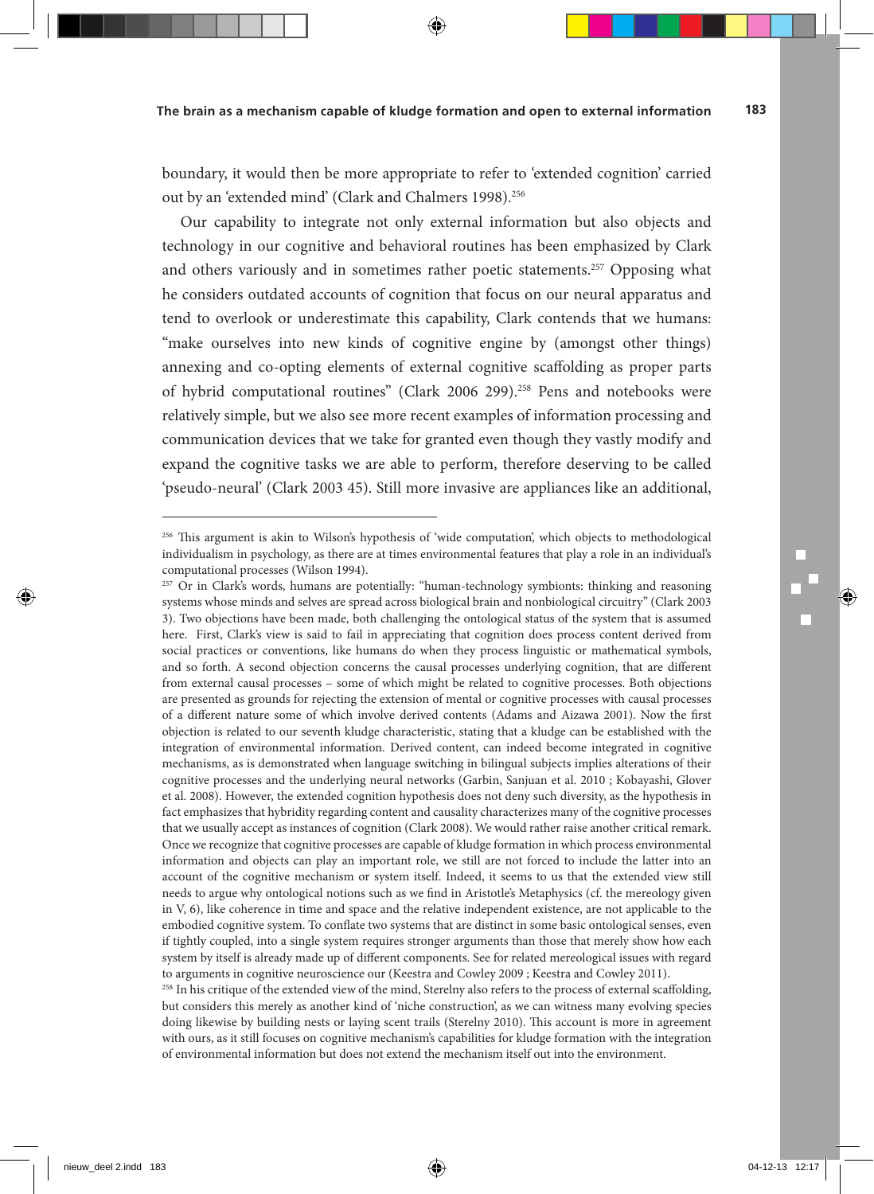boundary, it would then be more appropriate to refer to 'extended cognition' carried out by an 'extended mind' (Clark and Chalmers 1998).[256]

Our capability to integrate not only external information but also objects and technology in our cognitive and behavioral routines has been emphasized by Clark and others variously and in sometimes rather poetic statements.[257] Opposing what he considers outdated accounts of cognition that focus on our neural apparatus and tend to overlook or underestimate this capability, Clark contends that we humans: "make ourselves into new kinds of cognitive engine by (amongst other things) annexing and co-opting elements of external cognitive scaffolding as proper parts of hybrid computational routines" (Clark 2006 299).[258] Pens and notebooks were relatively simple, but we also see more recent examples of information processing and communication devices that we take for granted even though they vastly modify and expand the cognitive tasks we are able to perform, therefore deserving to be called 'pseudo-neural' (Clark 2003 45). Still more invasive are appliances like an additional,

---

[256] This argument is akin to Wilson's hypothesis of 'wide computation', which objects to methodological individualism in psychology, as there are at times environmental features that play a role in an individual's computational processes (Wilson 1994).

[257] Or in Clark's words, humans are potentially: "human-technology symbionts: thinking and reasoning systems whose minds and selves are spread across biological brain and nonbiological circuitry" (Clark 2003 3). Two objections have been made, both challenging the ontological status of the system that is assumed here. First, Clark's view is said to fail in appreciating that cognition does process content derived from social practices or conventions, like humans do when they process linguistic or mathematical symbols, and so forth. A second objection concerns the causal processes underlying cognition, that are different from external causal processes – some of which might be related to cognitive processes. Both objections are presented as grounds for rejecting the extension of mental or cognitive processes with causal processes of a different nature some of which involve derived contents (Adams and Aizawa 2001). Now the first objection is related to our seventh kludge characteristic, stating that a kludge can be established with the integration of environmental information. Derived content, can indeed become integrated in cognitive mechanisms, as is demonstrated when language switching in bilingual subjects implies alterations of their cognitive processes and the underlying neural networks (Garbin, Sanjuan et al. 2010 ; Kobayashi, Glover et al. 2008). However, the extended cognition hypothesis does not deny such diversity, as the hypothesis in fact emphasizes that hybridity regarding content and causality characterizes many of the cognitive processes that we usually accept as instances of cognition (Clark 2008). We would rather raise another critical remark. Once we recognize that cognitive processes are capable of kludge formation in which process environmental information and objects can play an important role, we still are not forced to include the latter into an account of the cognitive mechanism or system itself. Indeed, it seems to us that the extended view still needs to argue why ontological notions such as we find in Aristotle's Metaphysics (cf. the mereology given in V, 6), like coherence in time and space and the relative independent existence, are not applicable to the embodied cognitive system. To conflate two systems that are distinct in some basic ontological senses, even if tightly coupled, into a single system requires stronger arguments than those that merely show how each system by itself is already made up of different components. See for related mereological issues with regard to arguments in cognitive neuroscience our (Keestra and Cowley 2009 ; Keestra and Cowley 2011).

[258] In his critique of the extended view of the mind, Sterelny also refers to the process of external scaffolding, but considers this merely as another kind of 'niche construction', as we can witness many evolving species doing likewise by building nests or laying scent trails (Sterelny 2010). This account is more in agreement with ours, as it still focuses on cognitive mechanism's capabilities for kludge formation with the integration of environmental information but does not extend the mechanism itself out into the environment.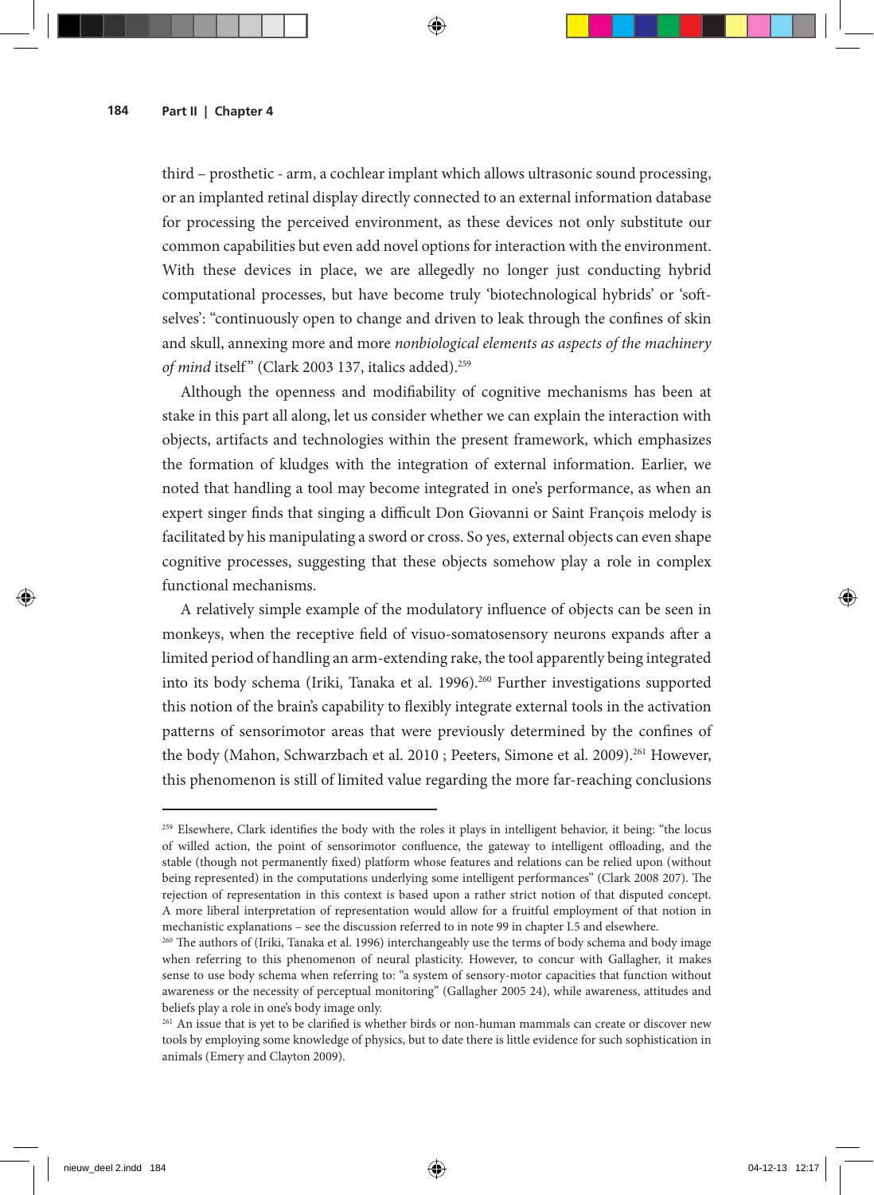third – prosthetic - arm, a cochlear implant which allows ultrasonic sound processing, or an implanted retinal display directly connected to an external information database for processing the perceived environment, as these devices not only substitute our common capabilities but even add novel options for interaction with the environment. With these devices in place, we are allegedly no longer just conducting hybrid computational processes, but have become truly 'biotechnological hybrids' or 'soft-selves': "continuously open to change and driven to leak through the confines of skin and skull, annexing more and more *nonbiological elements as aspects of the machinery of mind* itself" (Clark 2003 137, italics added).[259]

Although the openness and modifiability of cognitive mechanisms has been at stake in this part all along, let us consider whether we can explain the interaction with objects, artifacts and technologies within the present framework, which emphasizes the formation of kludges with the integration of external information. Earlier, we noted that handling a tool may become integrated in one's performance, as when an expert singer finds that singing a difficult Don Giovanni or Saint François melody is facilitated by his manipulating a sword or cross. So yes, external objects can even shape cognitive processes, suggesting that these objects somehow play a role in complex functional mechanisms.

A relatively simple example of the modulatory influence of objects can be seen in monkeys, when the receptive field of visuo-somatosensory neurons expands after a limited period of handling an arm-extending rake, the tool apparently being integrated into its body schema (Iriki, Tanaka et al. 1996).[260] Further investigations supported this notion of the brain's capability to flexibly integrate external tools in the activation patterns of sensorimotor areas that were previously determined by the confines of the body (Mahon, Schwarzbach et al. 2010 ; Peeters, Simone et al. 2009).[261] However, this phenomenon is still of limited value regarding the more far-reaching conclusions

---

[259] Elsewhere, Clark identifies the body with the roles it plays in intelligent behavior, it being: "the locus of willed action, the point of sensorimotor confluence, the gateway to intelligent offloading, and the stable (though not permanently fixed) platform whose features and relations can be relied upon (without being represented) in the computations underlying some intelligent performances" (Clark 2008 207). The rejection of representation in this context is based upon a rather strict notion of that disputed concept. A more liberal interpretation of representation would allow for a fruitful employment of that notion in mechanistic explanations – see the discussion referred to in note 99 in chapter I.5 and elsewhere.

[260] The authors of (Iriki, Tanaka et al. 1996) interchangeably use the terms of body schema and body image when referring to this phenomenon of neural plasticity. However, to concur with Gallagher, it makes sense to use body schema when referring to: "a system of sensory-motor capacities that function without awareness or the necessity of perceptual monitoring" (Gallagher 2005 24), while awareness, attitudes and beliefs play a role in one's body image only.

[261] An issue that is yet to be clarified is whether birds or non-human mammals can create or discover new tools by employing some knowledge of physics, but to date there is little evidence for such sophistication in animals (Emery and Clayton 2009).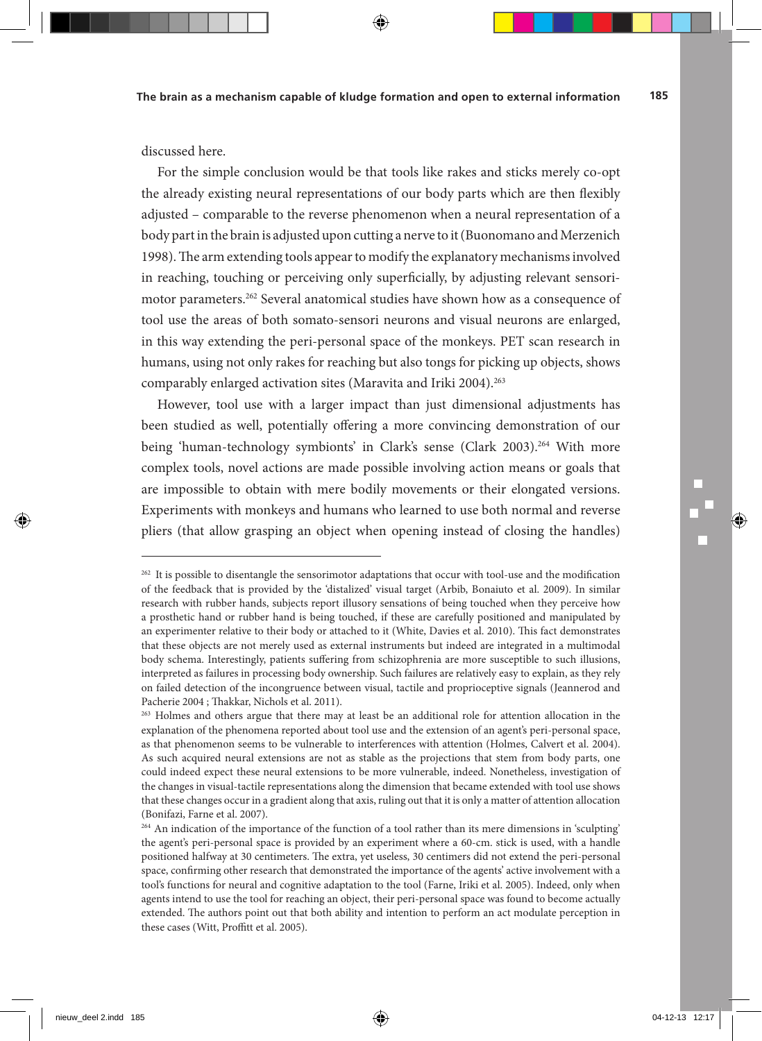discussed here.

For the simple conclusion would be that tools like rakes and sticks merely co-opt the already existing neural representations of our body parts which are then flexibly adjusted – comparable to the reverse phenomenon when a neural representation of a body part in the brain is adjusted upon cutting a nerve to it (Buonomano and Merzenich 1998). The arm extending tools appear to modify the explanatory mechanisms involved in reaching, touching or perceiving only superficially, by adjusting relevant sensorimotor parameters.[262] Several anatomical studies have shown how as a consequence of tool use the areas of both somato-sensori neurons and visual neurons are enlarged, in this way extending the peri-personal space of the monkeys. PET scan research in humans, using not only rakes for reaching but also tongs for picking up objects, shows comparably enlarged activation sites (Maravita and Iriki 2004).[263]

However, tool use with a larger impact than just dimensional adjustments has been studied as well, potentially offering a more convincing demonstration of our being 'human-technology symbionts' in Clark's sense (Clark 2003).[264] With more complex tools, novel actions are made possible involving action means or goals that are impossible to obtain with mere bodily movements or their elongated versions. Experiments with monkeys and humans who learned to use both normal and reverse pliers (that allow grasping an object when opening instead of closing the handles)

---

[262] It is possible to disentangle the sensorimotor adaptations that occur with tool-use and the modification of the feedback that is provided by the 'distalized' visual target (Arbib, Bonaiuto et al. 2009). In similar research with rubber hands, subjects report illusory sensations of being touched when they perceive how a prosthetic hand or rubber hand is being touched, if these are carefully positioned and manipulated by an experimenter relative to their body or attached to it (White, Davies et al. 2010). This fact demonstrates that these objects are not merely used as external instruments but indeed are integrated in a multimodal body schema. Interestingly, patients suffering from schizophrenia are more susceptible to such illusions, interpreted as failures in processing body ownership. Such failures are relatively easy to explain, as they rely on failed detection of the incongruence between visual, tactile and proprioceptive signals (Jeannerod and Pacherie 2004 ; Thakkar, Nichols et al. 2011).

[263] Holmes and others argue that there may at least be an additional role for attention allocation in the explanation of the phenomena reported about tool use and the extension of an agent's peri-personal space, as that phenomenon seems to be vulnerable to interferences with attention (Holmes, Calvert et al. 2004). As such acquired neural extensions are not as stable as the projections that stem from body parts, one could indeed expect these neural extensions to be more vulnerable, indeed. Nonetheless, investigation of the changes in visual-tactile representations along the dimension that became extended with tool use shows that these changes occur in a gradient along that axis, ruling out that it is only a matter of attention allocation (Bonifazi, Farne et al. 2007).

[264] An indication of the importance of the function of a tool rather than its mere dimensions in 'sculpting' the agent's peri-personal space is provided by an experiment where a 60-cm. stick is used, with a handle positioned halfway at 30 centimeters. The extra, yet useless, 30 centimers did not extend the peri-personal space, confirming other research that demonstrated the importance of the agents' active involvement with a tool's functions for neural and cognitive adaptation to the tool (Farne, Iriki et al. 2005). Indeed, only when agents intend to use the tool for reaching an object, their peri-personal space was found to become actually extended. The authors point out that both ability and intention to perform an act modulate perception in these cases (Witt, Proffitt et al. 2005).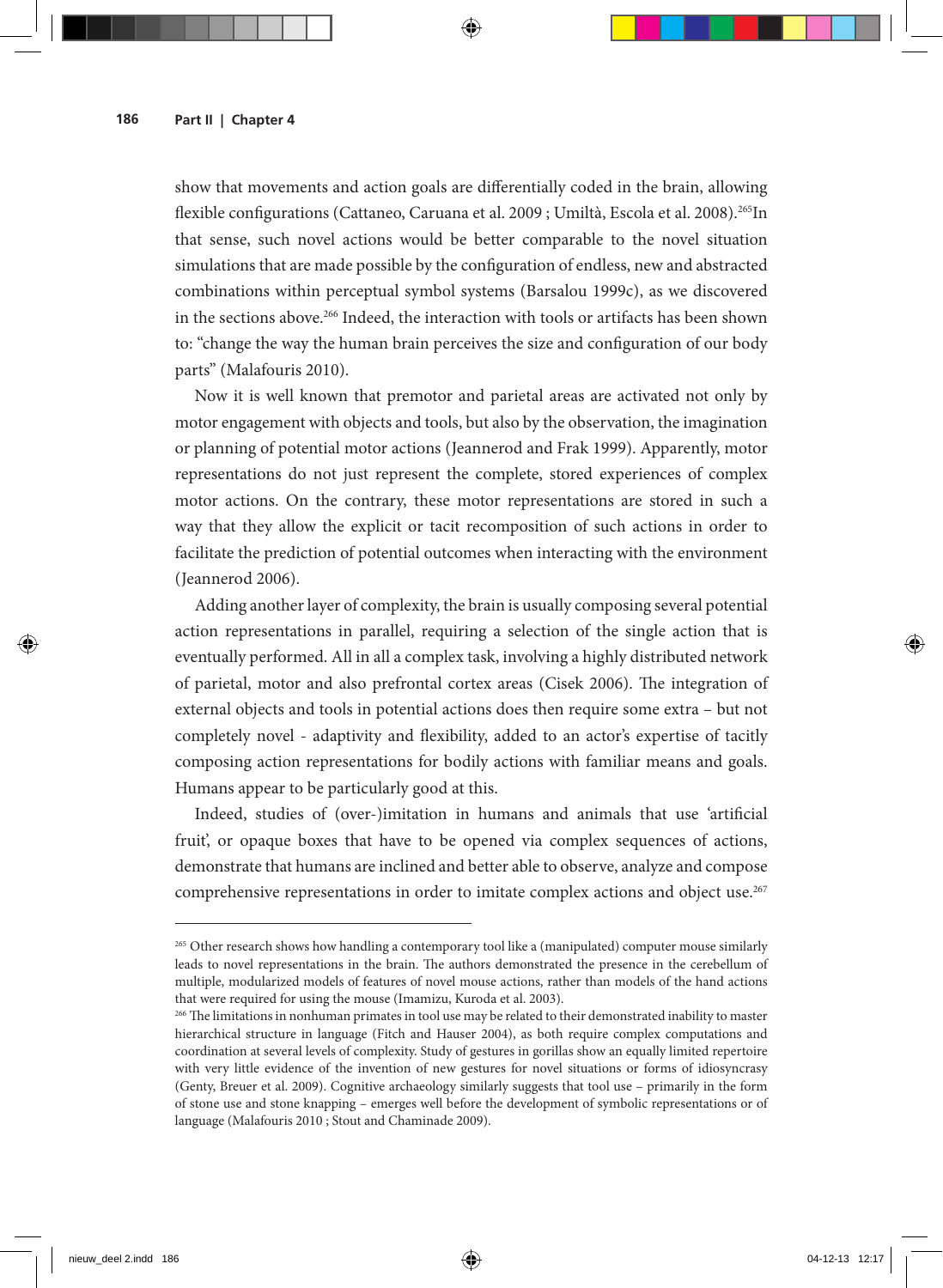show that movements and action goals are differentially coded in the brain, allowing flexible configurations (Cattaneo, Caruana et al. 2009 ; Umiltà, Escola et al. 2008).[265]In that sense, such novel actions would be better comparable to the novel situation simulations that are made possible by the configuration of endless, new and abstracted combinations within perceptual symbol systems (Barsalou 1999c), as we discovered in the sections above.[266] Indeed, the interaction with tools or artifacts has been shown to: "change the way the human brain perceives the size and configuration of our body parts" (Malafouris 2010).

Now it is well known that premotor and parietal areas are activated not only by motor engagement with objects and tools, but also by the observation, the imagination or planning of potential motor actions (Jeannerod and Frak 1999). Apparently, motor representations do not just represent the complete, stored experiences of complex motor actions. On the contrary, these motor representations are stored in such a way that they allow the explicit or tacit recomposition of such actions in order to facilitate the prediction of potential outcomes when interacting with the environment (Jeannerod 2006).

Adding another layer of complexity, the brain is usually composing several potential action representations in parallel, requiring a selection of the single action that is eventually performed. All in all a complex task, involving a highly distributed network of parietal, motor and also prefrontal cortex areas (Cisek 2006). The integration of external objects and tools in potential actions does then require some extra – but not completely novel - adaptivity and flexibility, added to an actor's expertise of tacitly composing action representations for bodily actions with familiar means and goals. Humans appear to be particularly good at this.

Indeed, studies of (over-)imitation in humans and animals that use 'artificial fruit', or opaque boxes that have to be opened via complex sequences of actions, demonstrate that humans are inclined and better able to observe, analyze and compose comprehensive representations in order to imitate complex actions and object use.[267]

---

[265] Other research shows how handling a contemporary tool like a (manipulated) computer mouse similarly leads to novel representations in the brain. The authors demonstrated the presence in the cerebellum of multiple, modularized models of features of novel mouse actions, rather than models of the hand actions that were required for using the mouse (Imamizu, Kuroda et al. 2003).

[266] The limitations in nonhuman primates in tool use may be related to their demonstrated inability to master hierarchical structure in language (Fitch and Hauser 2004), as both require complex computations and coordination at several levels of complexity. Study of gestures in gorillas show an equally limited repertoire with very little evidence of the invention of new gestures for novel situations or forms of idiosyncrasy (Genty, Breuer et al. 2009). Cognitive archaeology similarly suggests that tool use – primarily in the form of stone use and stone knapping – emerges well before the development of symbolic representations or of language (Malafouris 2010 ; Stout and Chaminade 2009).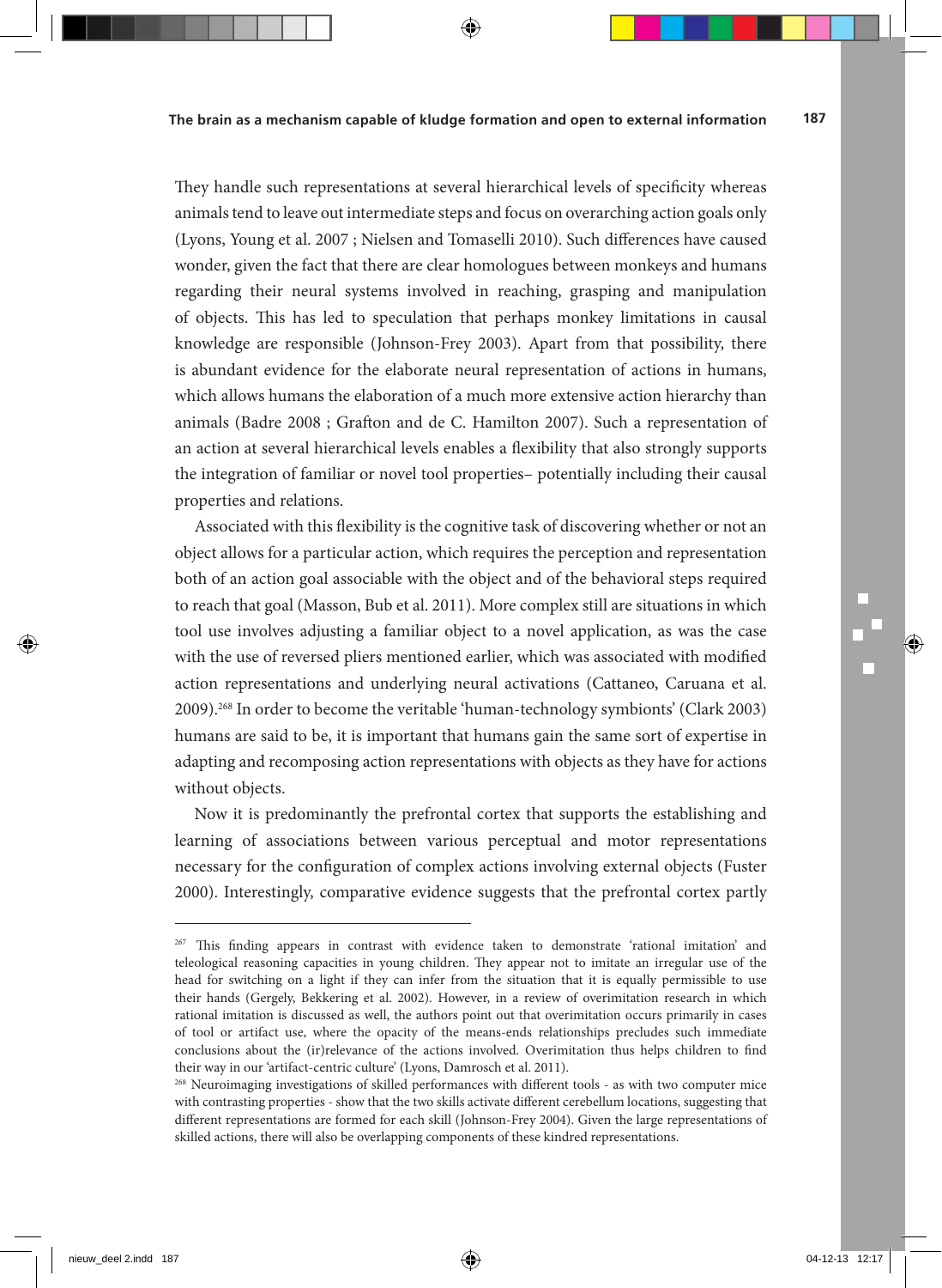They handle such representations at several hierarchical levels of specificity whereas animals tend to leave out intermediate steps and focus on overarching action goals only (Lyons, Young et al. 2007 ; Nielsen and Tomaselli 2010). Such differences have caused wonder, given the fact that there are clear homologues between monkeys and humans regarding their neural systems involved in reaching, grasping and manipulation of objects. This has led to speculation that perhaps monkey limitations in causal knowledge are responsible (Johnson-Frey 2003). Apart from that possibility, there is abundant evidence for the elaborate neural representation of actions in humans, which allows humans the elaboration of a much more extensive action hierarchy than animals (Badre 2008 ; Grafton and de C. Hamilton 2007). Such a representation of an action at several hierarchical levels enables a flexibility that also strongly supports the integration of familiar or novel tool properties– potentially including their causal properties and relations.

Associated with this flexibility is the cognitive task of discovering whether or not an object allows for a particular action, which requires the perception and representation both of an action goal associable with the object and of the behavioral steps required to reach that goal (Masson, Bub et al. 2011). More complex still are situations in which tool use involves adjusting a familiar object to a novel application, as was the case with the use of reversed pliers mentioned earlier, which was associated with modified action representations and underlying neural activations (Cattaneo, Caruana et al. 2009).[268] In order to become the veritable 'human-technology symbionts' (Clark 2003) humans are said to be, it is important that humans gain the same sort of expertise in adapting and recomposing action representations with objects as they have for actions without objects.

Now it is predominantly the prefrontal cortex that supports the establishing and learning of associations between various perceptual and motor representations necessary for the configuration of complex actions involving external objects (Fuster 2000). Interestingly, comparative evidence suggests that the prefrontal cortex partly

---

[267] This finding appears in contrast with evidence taken to demonstrate 'rational imitation' and teleological reasoning capacities in young children. They appear not to imitate an irregular use of the head for switching on a light if they can infer from the situation that it is equally permissible to use their hands (Gergely, Bekkering et al. 2002). However, in a review of overimitation research in which rational imitation is discussed as well, the authors point out that overimitation occurs primarily in cases of tool or artifact use, where the opacity of the means-ends relationships precludes such immediate conclusions about the (ir)relevance of the actions involved. Overimitation thus helps children to find their way in our 'artifact-centric culture' (Lyons, Damrosch et al. 2011).

[268] Neuroimaging investigations of skilled performances with different tools - as with two computer mice with contrasting properties - show that the two skills activate different cerebellum locations, suggesting that different representations are formed for each skill (Johnson-Frey 2004). Given the large representations of skilled actions, there will also be overlapping components of these kindred representations.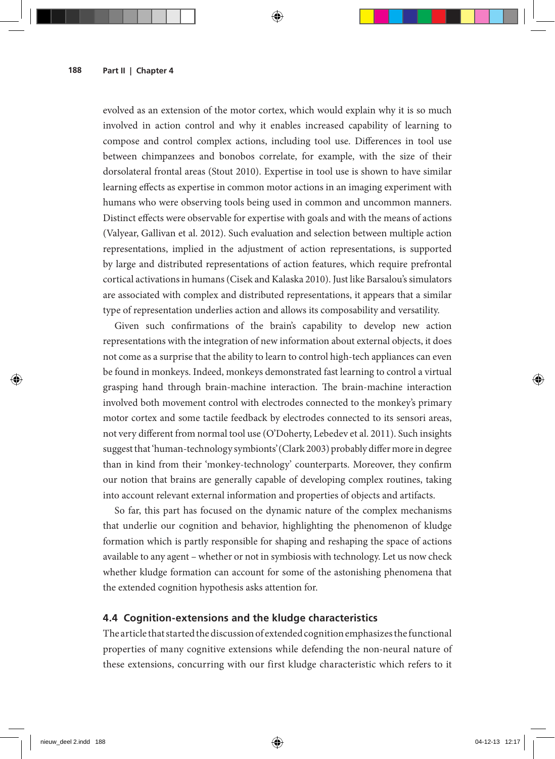evolved as an extension of the motor cortex, which would explain why it is so much involved in action control and why it enables increased capability of learning to compose and control complex actions, including tool use. Differences in tool use between chimpanzees and bonobos correlate, for example, with the size of their dorsolateral frontal areas (Stout 2010). Expertise in tool use is shown to have similar learning effects as expertise in common motor actions in an imaging experiment with humans who were observing tools being used in common and uncommon manners. Distinct effects were observable for expertise with goals and with the means of actions (Valyear, Gallivan et al. 2012). Such evaluation and selection between multiple action representations, implied in the adjustment of action representations, is supported by large and distributed representations of action features, which require prefrontal cortical activations in humans (Cisek and Kalaska 2010). Just like Barsalou's simulators are associated with complex and distributed representations, it appears that a similar type of representation underlies action and allows its composability and versatility.

Given such confirmations of the brain's capability to develop new action representations with the integration of new information about external objects, it does not come as a surprise that the ability to learn to control high-tech appliances can even be found in monkeys. Indeed, monkeys demonstrated fast learning to control a virtual grasping hand through brain-machine interaction. The brain-machine interaction involved both movement control with electrodes connected to the monkey's primary motor cortex and some tactile feedback by electrodes connected to its sensori areas, not very different from normal tool use (O'Doherty, Lebedev et al. 2011). Such insights suggest that 'human-technology symbionts' (Clark 2003) probably differ more in degree than in kind from their 'monkey-technology' counterparts. Moreover, they confirm our notion that brains are generally capable of developing complex routines, taking into account relevant external information and properties of objects and artifacts.

So far, this part has focused on the dynamic nature of the complex mechanisms that underlie our cognition and behavior, highlighting the phenomenon of kludge formation which is partly responsible for shaping and reshaping the space of actions available to any agent – whether or not in symbiosis with technology. Let us now check whether kludge formation can account for some of the astonishing phenomena that the extended cognition hypothesis asks attention for.

### 4.4 Cognition-extensions and the kludge characteristics

The article that started the discussion of extended cognition emphasizes the functional properties of many cognitive extensions while defending the non-neural nature of these extensions, concurring with our first kludge characteristic which refers to it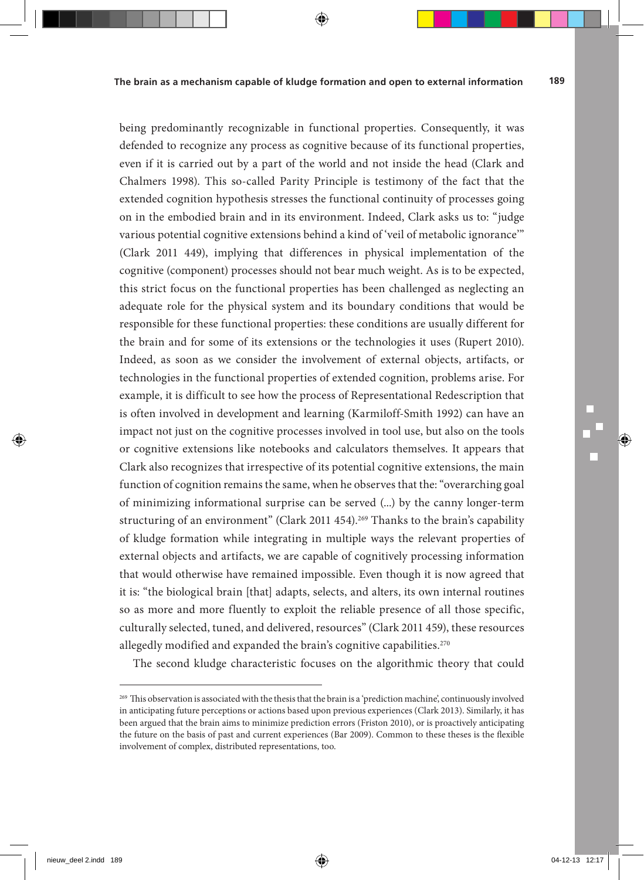being predominantly recognizable in functional properties. Consequently, it was defended to recognize any process as cognitive because of its functional properties, even if it is carried out by a part of the world and not inside the head (Clark and Chalmers 1998). This so-called Parity Principle is testimony of the fact that the extended cognition hypothesis stresses the functional continuity of processes going on in the embodied brain and in its environment. Indeed, Clark asks us to: "judge various potential cognitive extensions behind a kind of 'veil of metabolic ignorance'" (Clark 2011 449), implying that differences in physical implementation of the cognitive (component) processes should not bear much weight. As is to be expected, this strict focus on the functional properties has been challenged as neglecting an adequate role for the physical system and its boundary conditions that would be responsible for these functional properties: these conditions are usually different for the brain and for some of its extensions or the technologies it uses (Rupert 2010). Indeed, as soon as we consider the involvement of external objects, artifacts, or technologies in the functional properties of extended cognition, problems arise. For example, it is difficult to see how the process of Representational Redescription that is often involved in development and learning (Karmiloff-Smith 1992) can have an impact not just on the cognitive processes involved in tool use, but also on the tools or cognitive extensions like notebooks and calculators themselves. It appears that Clark also recognizes that irrespective of its potential cognitive extensions, the main function of cognition remains the same, when he observes that the: "overarching goal of minimizing informational surprise can be served (...) by the canny longer-term structuring of an environment" (Clark 2011 454).[269] Thanks to the brain's capability of kludge formation while integrating in multiple ways the relevant properties of external objects and artifacts, we are capable of cognitively processing information that would otherwise have remained impossible. Even though it is now agreed that it is: "the biological brain [that] adapts, selects, and alters, its own internal routines so as more and more fluently to exploit the reliable presence of all those specific, culturally selected, tuned, and delivered, resources" (Clark 2011 459), these resources allegedly modified and expanded the brain's cognitive capabilities.[270]

The second kludge characteristic focuses on the algorithmic theory that could

---

[269] This observation is associated with the thesis that the brain is a 'prediction machine', continuously involved in anticipating future perceptions or actions based upon previous experiences (Clark 2013). Similarly, it has been argued that the brain aims to minimize prediction errors (Friston 2010), or is proactively anticipating the future on the basis of past and current experiences (Bar 2009). Common to these theses is the flexible involvement of complex, distributed representations, too.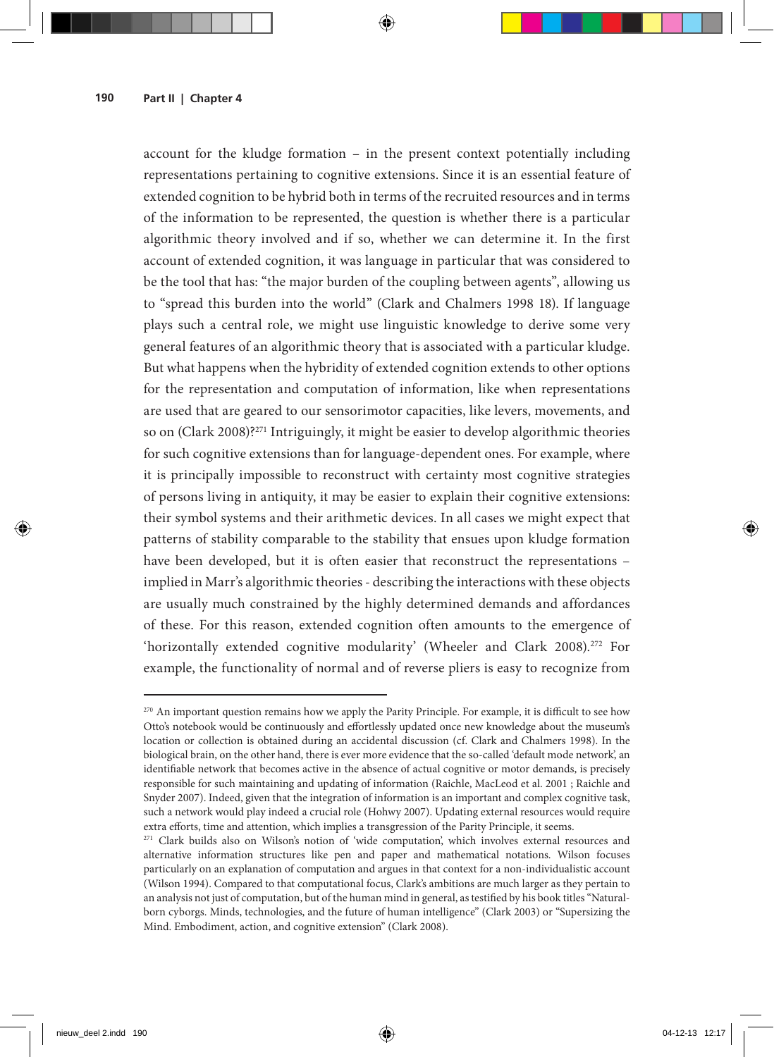account for the kludge formation – in the present context potentially including representations pertaining to cognitive extensions. Since it is an essential feature of extended cognition to be hybrid both in terms of the recruited resources and in terms of the information to be represented, the question is whether there is a particular algorithmic theory involved and if so, whether we can determine it. In the first account of extended cognition, it was language in particular that was considered to be the tool that has: "the major burden of the coupling between agents", allowing us to "spread this burden into the world" (Clark and Chalmers 1998 18). If language plays such a central role, we might use linguistic knowledge to derive some very general features of an algorithmic theory that is associated with a particular kludge. But what happens when the hybridity of extended cognition extends to other options for the representation and computation of information, like when representations are used that are geared to our sensorimotor capacities, like levers, movements, and so on (Clark 2008)?[271] Intriguingly, it might be easier to develop algorithmic theories for such cognitive extensions than for language-dependent ones. For example, where it is principally impossible to reconstruct with certainty most cognitive strategies of persons living in antiquity, it may be easier to explain their cognitive extensions: their symbol systems and their arithmetic devices. In all cases we might expect that patterns of stability comparable to the stability that ensues upon kludge formation have been developed, but it is often easier that reconstruct the representations – implied in Marr's algorithmic theories - describing the interactions with these objects are usually much constrained by the highly determined demands and affordances of these. For this reason, extended cognition often amounts to the emergence of 'horizontally extended cognitive modularity' (Wheeler and Clark 2008).[272] For example, the functionality of normal and of reverse pliers is easy to recognize from

[270] An important question remains how we apply the Parity Principle. For example, it is difficult to see how Otto's notebook would be continuously and effortlessly updated once new knowledge about the museum's location or collection is obtained during an accidental discussion (cf. Clark and Chalmers 1998). In the biological brain, on the other hand, there is ever more evidence that the so-called 'default mode network', an identifiable network that becomes active in the absence of actual cognitive or motor demands, is precisely responsible for such maintaining and updating of information (Raichle, MacLeod et al. 2001 ; Raichle and Snyder 2007). Indeed, given that the integration of information is an important and complex cognitive task, such a network would play indeed a crucial role (Hohwy 2007). Updating external resources would require extra efforts, time and attention, which implies a transgression of the Parity Principle, it seems.

[271] Clark builds also on Wilson's notion of 'wide computation', which involves external resources and alternative information structures like pen and paper and mathematical notations. Wilson focuses particularly on an explanation of computation and argues in that context for a non-individualistic account (Wilson 1994). Compared to that computational focus, Clark's ambitions are much larger as they pertain to an analysis not just of computation, but of the human mind in general, as testified by his book titles "Natural-born cyborgs. Minds, technologies, and the future of human intelligence" (Clark 2003) or "Supersizing the Mind. Embodiment, action, and cognitive extension" (Clark 2008).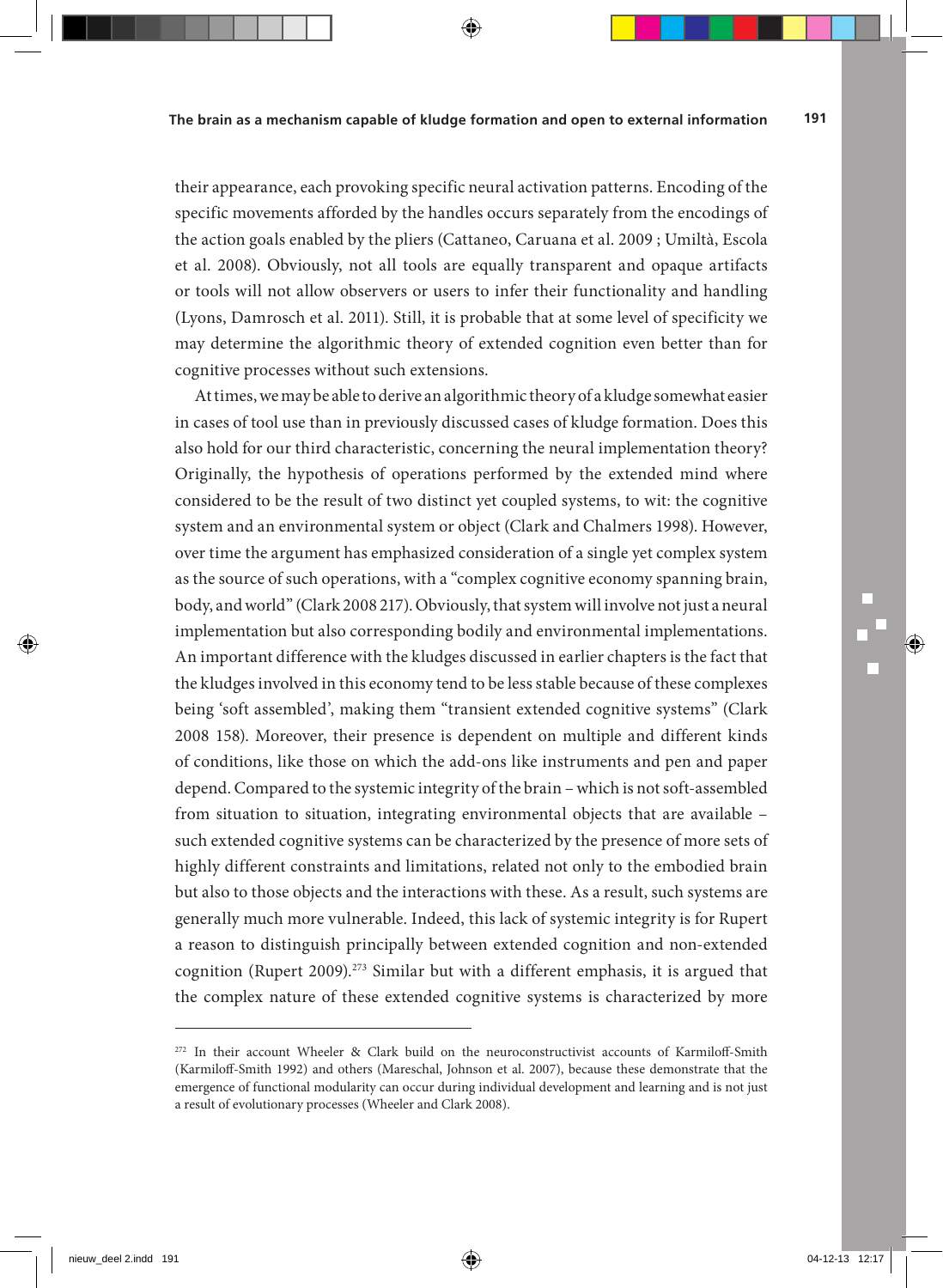their appearance, each provoking specific neural activation patterns. Encoding of the specific movements afforded by the handles occurs separately from the encodings of the action goals enabled by the pliers (Cattaneo, Caruana et al. 2009 ; Umiltà, Escola et al. 2008). Obviously, not all tools are equally transparent and opaque artifacts or tools will not allow observers or users to infer their functionality and handling (Lyons, Damrosch et al. 2011). Still, it is probable that at some level of specificity we may determine the algorithmic theory of extended cognition even better than for cognitive processes without such extensions.

At times, we may be able to derive an algorithmic theory of a kludge somewhat easier in cases of tool use than in previously discussed cases of kludge formation. Does this also hold for our third characteristic, concerning the neural implementation theory? Originally, the hypothesis of operations performed by the extended mind where considered to be the result of two distinct yet coupled systems, to wit: the cognitive system and an environmental system or object (Clark and Chalmers 1998). However, over time the argument has emphasized consideration of a single yet complex system as the source of such operations, with a "complex cognitive economy spanning brain, body, and world" (Clark 2008 217). Obviously, that system will involve not just a neural implementation but also corresponding bodily and environmental implementations. An important difference with the kludges discussed in earlier chapters is the fact that the kludges involved in this economy tend to be less stable because of these complexes being 'soft assembled', making them "transient extended cognitive systems" (Clark 2008 158). Moreover, their presence is dependent on multiple and different kinds of conditions, like those on which the add-ons like instruments and pen and paper depend. Compared to the systemic integrity of the brain – which is not soft-assembled from situation to situation, integrating environmental objects that are available – such extended cognitive systems can be characterized by the presence of more sets of highly different constraints and limitations, related not only to the embodied brain but also to those objects and the interactions with these. As a result, such systems are generally much more vulnerable. Indeed, this lack of systemic integrity is for Rupert a reason to distinguish principally between extended cognition and non-extended cognition (Rupert 2009).[273] Similar but with a different emphasis, it is argued that the complex nature of these extended cognitive systems is characterized by more

---

[272] In their account Wheeler & Clark build on the neuroconstructivist accounts of Karmiloff-Smith (Karmiloff-Smith 1992) and others (Mareschal, Johnson et al. 2007), because these demonstrate that the emergence of functional modularity can occur during individual development and learning and is not just a result of evolutionary processes (Wheeler and Clark 2008).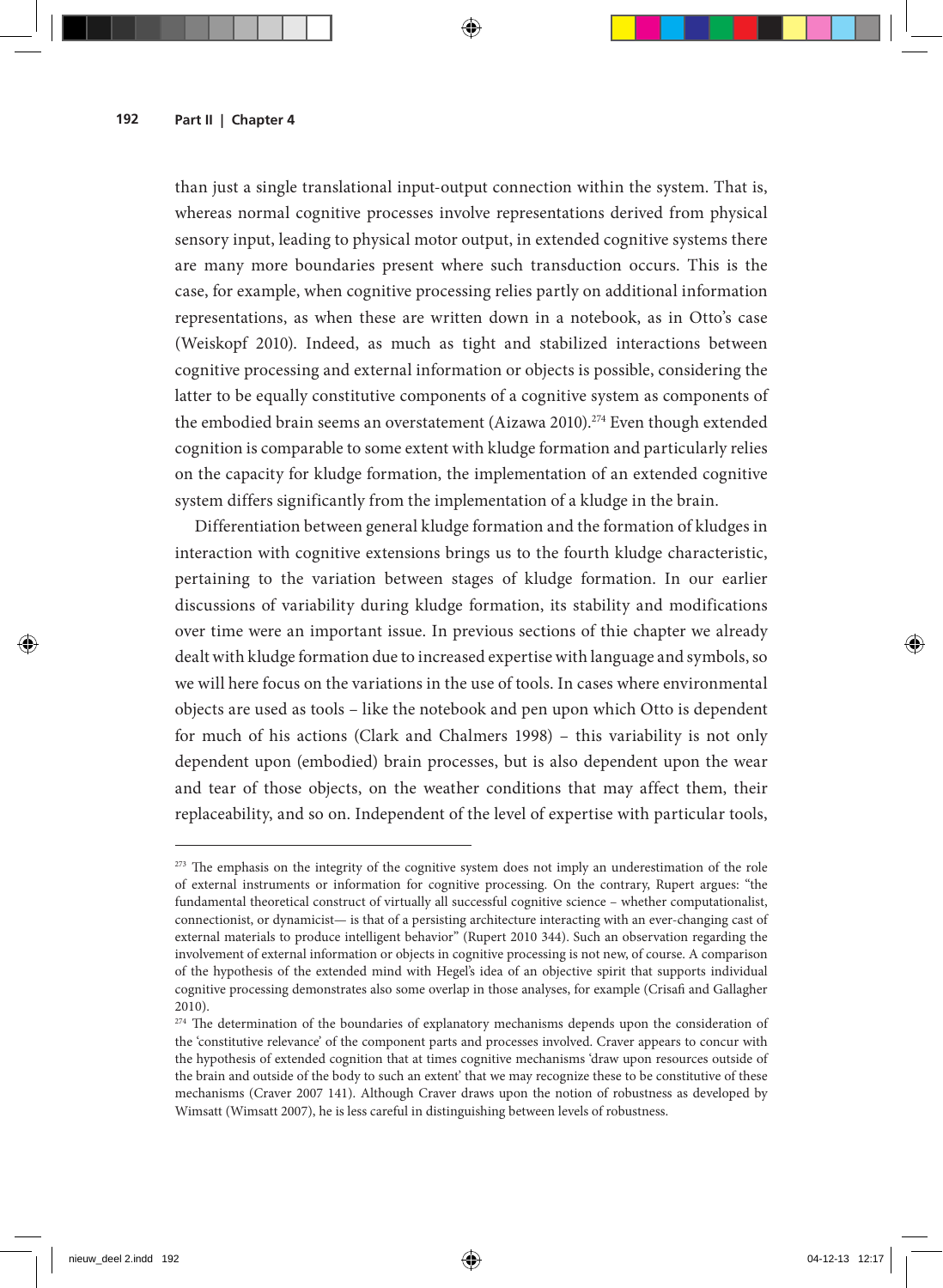than just a single translational input-output connection within the system. That is, whereas normal cognitive processes involve representations derived from physical sensory input, leading to physical motor output, in extended cognitive systems there are many more boundaries present where such transduction occurs. This is the case, for example, when cognitive processing relies partly on additional information representations, as when these are written down in a notebook, as in Otto's case (Weiskopf 2010). Indeed, as much as tight and stabilized interactions between cognitive processing and external information or objects is possible, considering the latter to be equally constitutive components of a cognitive system as components of the embodied brain seems an overstatement (Aizawa 2010).[274] Even though extended cognition is comparable to some extent with kludge formation and particularly relies on the capacity for kludge formation, the implementation of an extended cognitive system differs significantly from the implementation of a kludge in the brain.

Differentiation between general kludge formation and the formation of kludges in interaction with cognitive extensions brings us to the fourth kludge characteristic, pertaining to the variation between stages of kludge formation. In our earlier discussions of variability during kludge formation, its stability and modifications over time were an important issue. In previous sections of thie chapter we already dealt with kludge formation due to increased expertise with language and symbols, so we will here focus on the variations in the use of tools. In cases where environmental objects are used as tools – like the notebook and pen upon which Otto is dependent for much of his actions (Clark and Chalmers 1998) – this variability is not only dependent upon (embodied) brain processes, but is also dependent upon the wear and tear of those objects, on the weather conditions that may affect them, their replaceability, and so on. Independent of the level of expertise with particular tools,

---

[273] The emphasis on the integrity of the cognitive system does not imply an underestimation of the role of external instruments or information for cognitive processing. On the contrary, Rupert argues: "the fundamental theoretical construct of virtually all successful cognitive science – whether computationalist, connectionist, or dynamicist— is that of a persisting architecture interacting with an ever-changing cast of external materials to produce intelligent behavior" (Rupert 2010 344). Such an observation regarding the involvement of external information or objects in cognitive processing is not new, of course. A comparison of the hypothesis of the extended mind with Hegel's idea of an objective spirit that supports individual cognitive processing demonstrates also some overlap in those analyses, for example (Crisafi and Gallagher 2010).

[274] The determination of the boundaries of explanatory mechanisms depends upon the consideration of the 'constitutive relevance' of the component parts and processes involved. Craver appears to concur with the hypothesis of extended cognition that at times cognitive mechanisms 'draw upon resources outside of the brain and outside of the body to such an extent' that we may recognize these to be constitutive of these mechanisms (Craver 2007 141). Although Craver draws upon the notion of robustness as developed by Wimsatt (Wimsatt 2007), he is less careful in distinguishing between levels of robustness.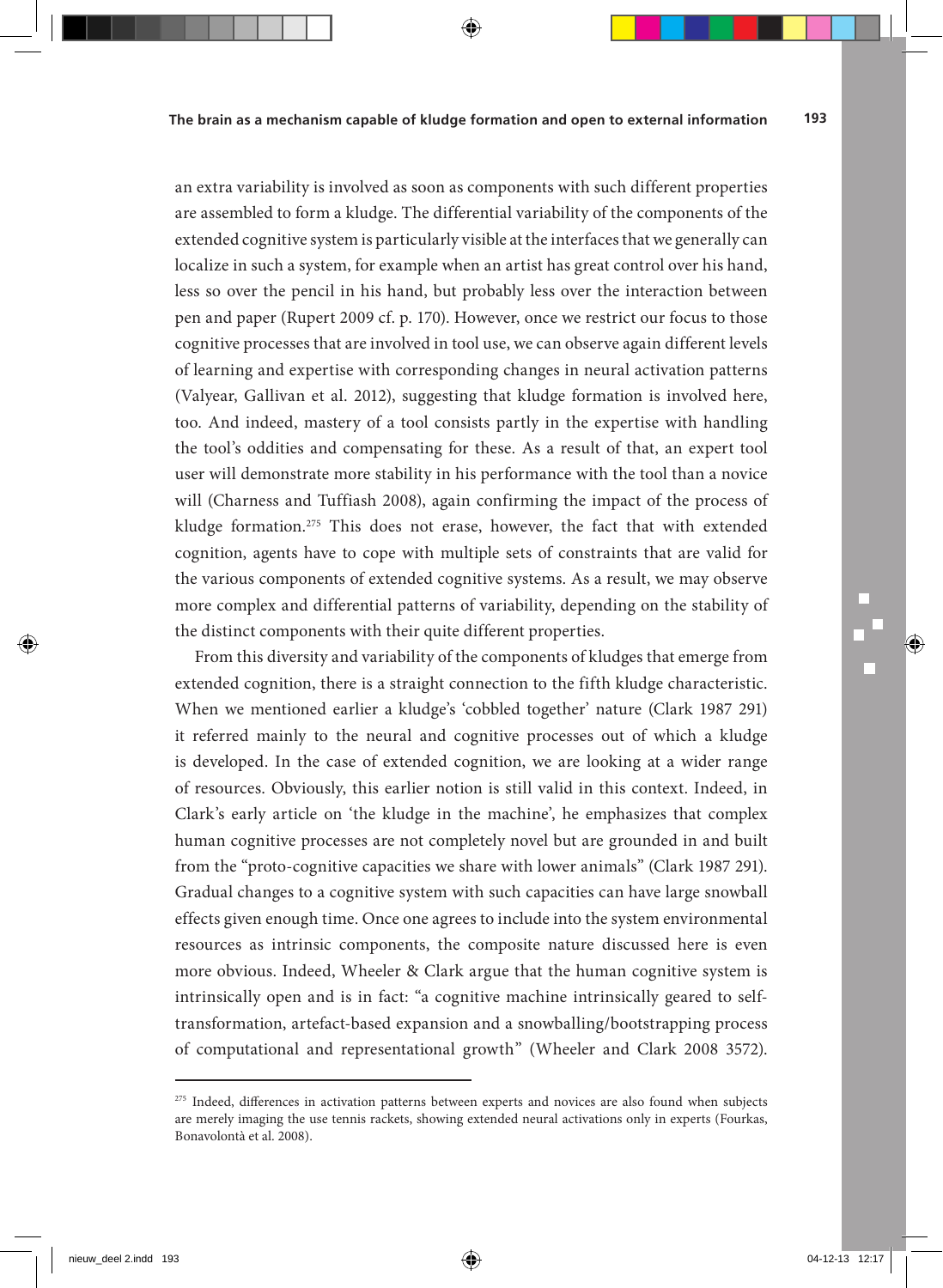an extra variability is involved as soon as components with such different properties are assembled to form a kludge. The differential variability of the components of the extended cognitive system is particularly visible at the interfaces that we generally can localize in such a system, for example when an artist has great control over his hand, less so over the pencil in his hand, but probably less over the interaction between pen and paper (Rupert 2009 cf. p. 170). However, once we restrict our focus to those cognitive processes that are involved in tool use, we can observe again different levels of learning and expertise with corresponding changes in neural activation patterns (Valyear, Gallivan et al. 2012), suggesting that kludge formation is involved here, too. And indeed, mastery of a tool consists partly in the expertise with handling the tool's oddities and compensating for these. As a result of that, an expert tool user will demonstrate more stability in his performance with the tool than a novice will (Charness and Tuffiash 2008), again confirming the impact of the process of kludge formation.[275] This does not erase, however, the fact that with extended cognition, agents have to cope with multiple sets of constraints that are valid for the various components of extended cognitive systems. As a result, we may observe more complex and differential patterns of variability, depending on the stability of the distinct components with their quite different properties.

From this diversity and variability of the components of kludges that emerge from extended cognition, there is a straight connection to the fifth kludge characteristic. When we mentioned earlier a kludge's 'cobbled together' nature (Clark 1987 291) it referred mainly to the neural and cognitive processes out of which a kludge is developed. In the case of extended cognition, we are looking at a wider range of resources. Obviously, this earlier notion is still valid in this context. Indeed, in Clark's early article on 'the kludge in the machine', he emphasizes that complex human cognitive processes are not completely novel but are grounded in and built from the "proto-cognitive capacities we share with lower animals" (Clark 1987 291). Gradual changes to a cognitive system with such capacities can have large snowball effects given enough time. Once one agrees to include into the system environmental resources as intrinsic components, the composite nature discussed here is even more obvious. Indeed, Wheeler & Clark argue that the human cognitive system is intrinsically open and is in fact: "a cognitive machine intrinsically geared to self-transformation, artefact-based expansion and a snowballing/bootstrapping process of computational and representational growth" (Wheeler and Clark 2008 3572).

[275] Indeed, differences in activation patterns between experts and novices are also found when subjects are merely imaging the use tennis rackets, showing extended neural activations only in experts (Fourkas, Bonavolontà et al. 2008).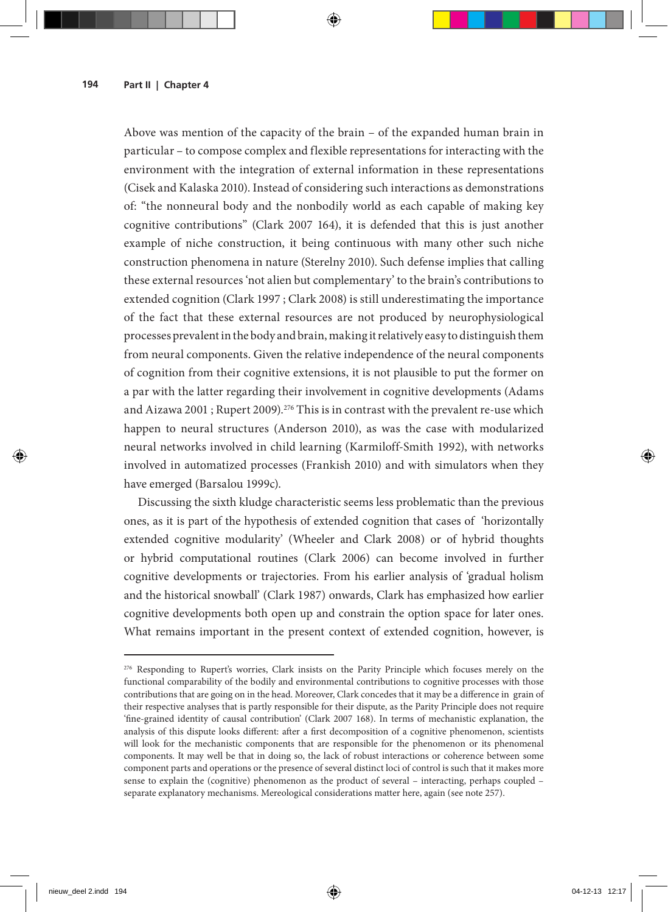Above was mention of the capacity of the brain – of the expanded human brain in particular – to compose complex and flexible representations for interacting with the environment with the integration of external information in these representations (Cisek and Kalaska 2010). Instead of considering such interactions as demonstrations of: "the nonneural body and the nonbodily world as each capable of making key cognitive contributions" (Clark 2007 164), it is defended that this is just another example of niche construction, it being continuous with many other such niche construction phenomena in nature (Sterelny 2010). Such defense implies that calling these external resources 'not alien but complementary' to the brain's contributions to extended cognition (Clark 1997 ; Clark 2008) is still underestimating the importance of the fact that these external resources are not produced by neurophysiological processes prevalent in the body and brain, making it relatively easy to distinguish them from neural components. Given the relative independence of the neural components of cognition from their cognitive extensions, it is not plausible to put the former on a par with the latter regarding their involvement in cognitive developments (Adams and Aizawa 2001 ; Rupert 2009).[276] This is in contrast with the prevalent re-use which happen to neural structures (Anderson 2010), as was the case with modularized neural networks involved in child learning (Karmiloff-Smith 1992), with networks involved in automatized processes (Frankish 2010) and with simulators when they have emerged (Barsalou 1999c).

Discussing the sixth kludge characteristic seems less problematic than the previous ones, as it is part of the hypothesis of extended cognition that cases of 'horizontally extended cognitive modularity' (Wheeler and Clark 2008) or of hybrid thoughts or hybrid computational routines (Clark 2006) can become involved in further cognitive developments or trajectories. From his earlier analysis of 'gradual holism and the historical snowball' (Clark 1987) onwards, Clark has emphasized how earlier cognitive developments both open up and constrain the option space for later ones. What remains important in the present context of extended cognition, however, is

---

[276] Responding to Rupert's worries, Clark insists on the Parity Principle which focuses merely on the functional comparability of the bodily and environmental contributions to cognitive processes with those contributions that are going on in the head. Moreover, Clark concedes that it may be a difference in grain of their respective analyses that is partly responsible for their dispute, as the Parity Principle does not require 'fine-grained identity of causal contribution' (Clark 2007 168). In terms of mechanistic explanation, the analysis of this dispute looks different: after a first decomposition of a cognitive phenomenon, scientists will look for the mechanistic components that are responsible for the phenomenon or its phenomenal components. It may well be that in doing so, the lack of robust interactions or coherence between some component parts and operations or the presence of several distinct loci of control is such that it makes more sense to explain the (cognitive) phenomenon as the product of several – interacting, perhaps coupled – separate explanatory mechanisms. Mereological considerations matter here, again (see note 257).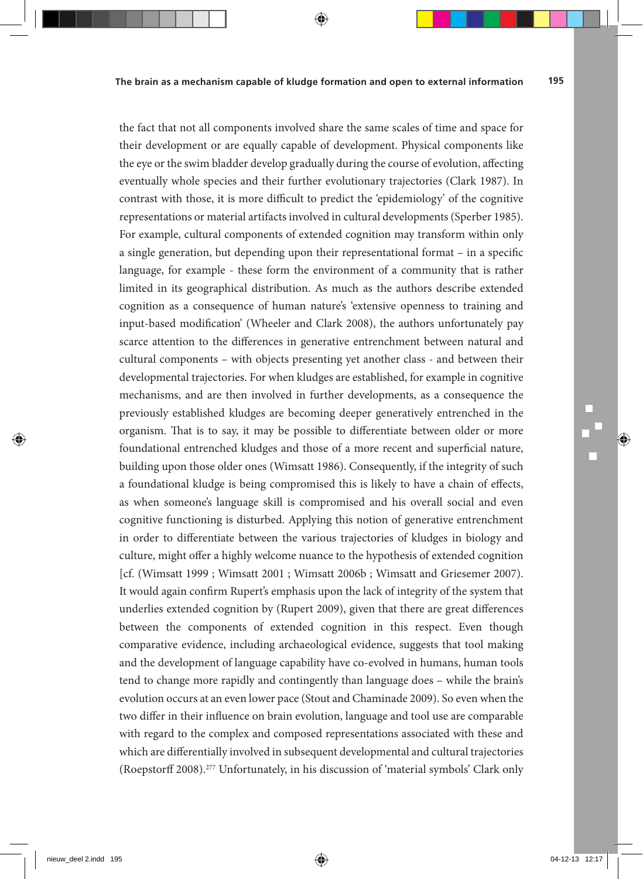the fact that not all components involved share the same scales of time and space for their development or are equally capable of development. Physical components like the eye or the swim bladder develop gradually during the course of evolution, affecting eventually whole species and their further evolutionary trajectories (Clark 1987). In contrast with those, it is more difficult to predict the 'epidemiology' of the cognitive representations or material artifacts involved in cultural developments (Sperber 1985). For example, cultural components of extended cognition may transform within only a single generation, but depending upon their representational format – in a specific language, for example - these form the environment of a community that is rather limited in its geographical distribution. As much as the authors describe extended cognition as a consequence of human nature's 'extensive openness to training and input-based modification' (Wheeler and Clark 2008), the authors unfortunately pay scarce attention to the differences in generative entrenchment between natural and cultural components – with objects presenting yet another class - and between their developmental trajectories. For when kludges are established, for example in cognitive mechanisms, and are then involved in further developments, as a consequence the previously established kludges are becoming deeper generatively entrenched in the organism. That is to say, it may be possible to differentiate between older or more foundational entrenched kludges and those of a more recent and superficial nature, building upon those older ones (Wimsatt 1986). Consequently, if the integrity of such a foundational kludge is being compromised this is likely to have a chain of effects, as when someone's language skill is compromised and his overall social and even cognitive functioning is disturbed. Applying this notion of generative entrenchment in order to differentiate between the various trajectories of kludges in biology and culture, might offer a highly welcome nuance to the hypothesis of extended cognition [cf. (Wimsatt 1999 ; Wimsatt 2001 ; Wimsatt 2006b ; Wimsatt and Griesemer 2007). It would again confirm Rupert's emphasis upon the lack of integrity of the system that underlies extended cognition by (Rupert 2009), given that there are great differences between the components of extended cognition in this respect. Even though comparative evidence, including archaeological evidence, suggests that tool making and the development of language capability have co-evolved in humans, human tools tend to change more rapidly and contingently than language does – while the brain's evolution occurs at an even lower pace (Stout and Chaminade 2009). So even when the two differ in their influence on brain evolution, language and tool use are comparable with regard to the complex and composed representations associated with these and which are differentially involved in subsequent developmental and cultural trajectories (Roepstorff 2008).[277] Unfortunately, in his discussion of 'material symbols' Clark only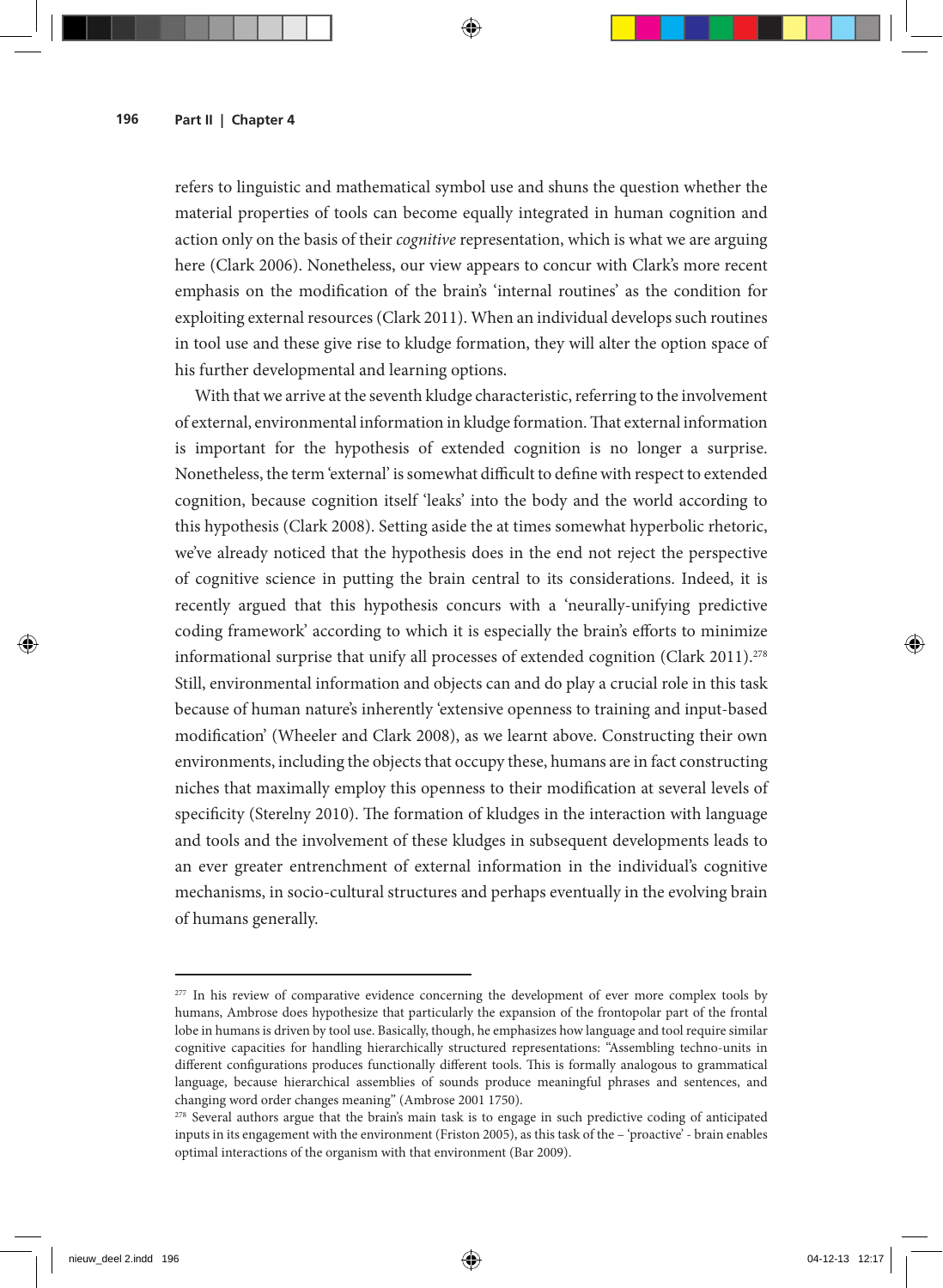refers to linguistic and mathematical symbol use and shuns the question whether the material properties of tools can become equally integrated in human cognition and action only on the basis of their *cognitive* representation, which is what we are arguing here (Clark 2006). Nonetheless, our view appears to concur with Clark's more recent emphasis on the modification of the brain's 'internal routines' as the condition for exploiting external resources (Clark 2011). When an individual develops such routines in tool use and these give rise to kludge formation, they will alter the option space of his further developmental and learning options.

With that we arrive at the seventh kludge characteristic, referring to the involvement of external, environmental information in kludge formation. That external information is important for the hypothesis of extended cognition is no longer a surprise. Nonetheless, the term 'external' is somewhat difficult to define with respect to extended cognition, because cognition itself 'leaks' into the body and the world according to this hypothesis (Clark 2008). Setting aside the at times somewhat hyperbolic rhetoric, we've already noticed that the hypothesis does in the end not reject the perspective of cognitive science in putting the brain central to its considerations. Indeed, it is recently argued that this hypothesis concurs with a 'neurally-unifying predictive coding framework' according to which it is especially the brain's efforts to minimize informational surprise that unify all processes of extended cognition (Clark 2011).[278] Still, environmental information and objects can and do play a crucial role in this task because of human nature's inherently 'extensive openness to training and input-based modification' (Wheeler and Clark 2008), as we learnt above. Constructing their own environments, including the objects that occupy these, humans are in fact constructing niches that maximally employ this openness to their modification at several levels of specificity (Sterelny 2010). The formation of kludges in the interaction with language and tools and the involvement of these kludges in subsequent developments leads to an ever greater entrenchment of external information in the individual's cognitive mechanisms, in socio-cultural structures and perhaps eventually in the evolving brain of humans generally.

---

[277] In his review of comparative evidence concerning the development of ever more complex tools by humans, Ambrose does hypothesize that particularly the expansion of the frontopolar part of the frontal lobe in humans is driven by tool use. Basically, though, he emphasizes how language and tool require similar cognitive capacities for handling hierarchically structured representations: "Assembling techno-units in different configurations produces functionally different tools. This is formally analogous to grammatical language, because hierarchical assemblies of sounds produce meaningful phrases and sentences, and changing word order changes meaning" (Ambrose 2001 1750).

[278] Several authors argue that the brain's main task is to engage in such predictive coding of anticipated inputs in its engagement with the environment (Friston 2005), as this task of the – 'proactive' - brain enables optimal interactions of the organism with that environment (Bar 2009).